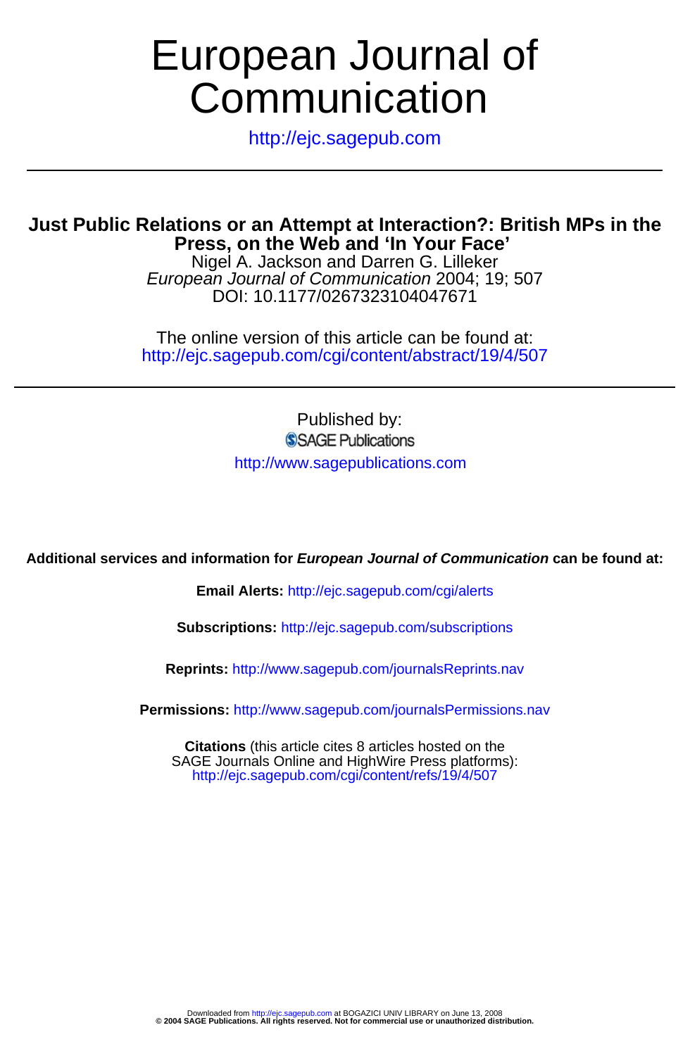# European Journal of Communication

http://ejc.sagepub.com

## Just Public Relations or an Attempt at Interaction?: British MPs in the Press, on the Web and 'In Your Face'

Nigel A. Jackson and Darren G. Lilleker

*European Journal of Communication* 2004; 19; 507

DOI: 10.1177/0267323104047671

The online version of this article can be found at:
http://ejc.sagepub.com/cgi/content/abstract/19/4/507

Published by:

SAGE Publications

http://www.sagepublications.com

**Additional services and information for *European Journal of Communication* can be found at:**

**Email Alerts:** http://ejc.sagepub.com/cgi/alerts

**Subscriptions:** http://ejc.sagepub.com/subscriptions

**Reprints:** http://www.sagepub.com/journalsReprints.nav

**Permissions:** http://www.sagepub.com/journalsPermissions.nav

**Citations** (this article cites 8 articles hosted on the SAGE Journals Online and HighWire Press platforms):
http://ejc.sagepub.com/cgi/content/refs/19/4/507

Downloaded from http://ejc.sagepub.com at BOGAZICI UNIV LIBRARY on June 13, 2008
**© 2004 SAGE Publications. All rights reserved. Not for commercial use or unauthorized distribution.**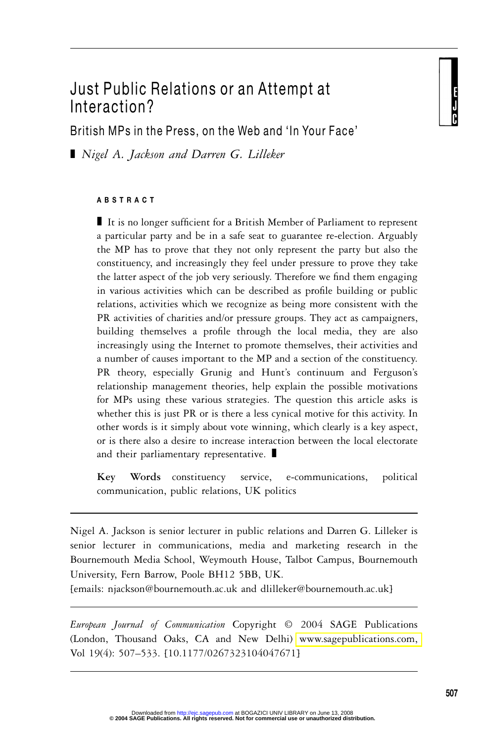# Just Public Relations or an Attempt at Interaction?

## British MPs in the Press, on the Web and 'In Your Face'

*Nigel A. Jackson and Darren G. Lilleker*

### ABSTRACT

It is no longer sufficient for a British Member of Parliament to represent a particular party and be in a safe seat to guarantee re-election. Arguably the MP has to prove that they not only represent the party but also the constituency, and increasingly they feel under pressure to prove they take the latter aspect of the job very seriously. Therefore we find them engaging in various activities which can be described as profile building or public relations, activities which we recognize as being more consistent with the PR activities of charities and/or pressure groups. They act as campaigners, building themselves a profile through the local media, they are also increasingly using the Internet to promote themselves, their activities and a number of causes important to the MP and a section of the constituency. PR theory, especially Grunig and Hunt's continuum and Ferguson's relationship management theories, help explain the possible motivations for MPs using these various strategies. The question this article asks is whether this is just PR or is there a less cynical motive for this activity. In other words is it simply about vote winning, which clearly is a key aspect, or is there also a desire to increase interaction between the local electorate and their parliamentary representative.

**Key Words** constituency service, e-communications, political communication, public relations, UK politics

---

Nigel A. Jackson is senior lecturer in public relations and Darren G. Lilleker is senior lecturer in communications, media and marketing research in the Bournemouth Media School, Weymouth House, Talbot Campus, Bournemouth University, Fern Barrow, Poole BH12 5BB, UK.
[emails: njackson@bournemouth.ac.uk and dlilleker@bournemouth.ac.uk]

---

*European Journal of Communication* Copyright © 2004 SAGE Publications (London, Thousand Oaks, CA and New Delhi) www.sagepublications.com, Vol 19(4): 507–533. [10.1177/0267323104047671]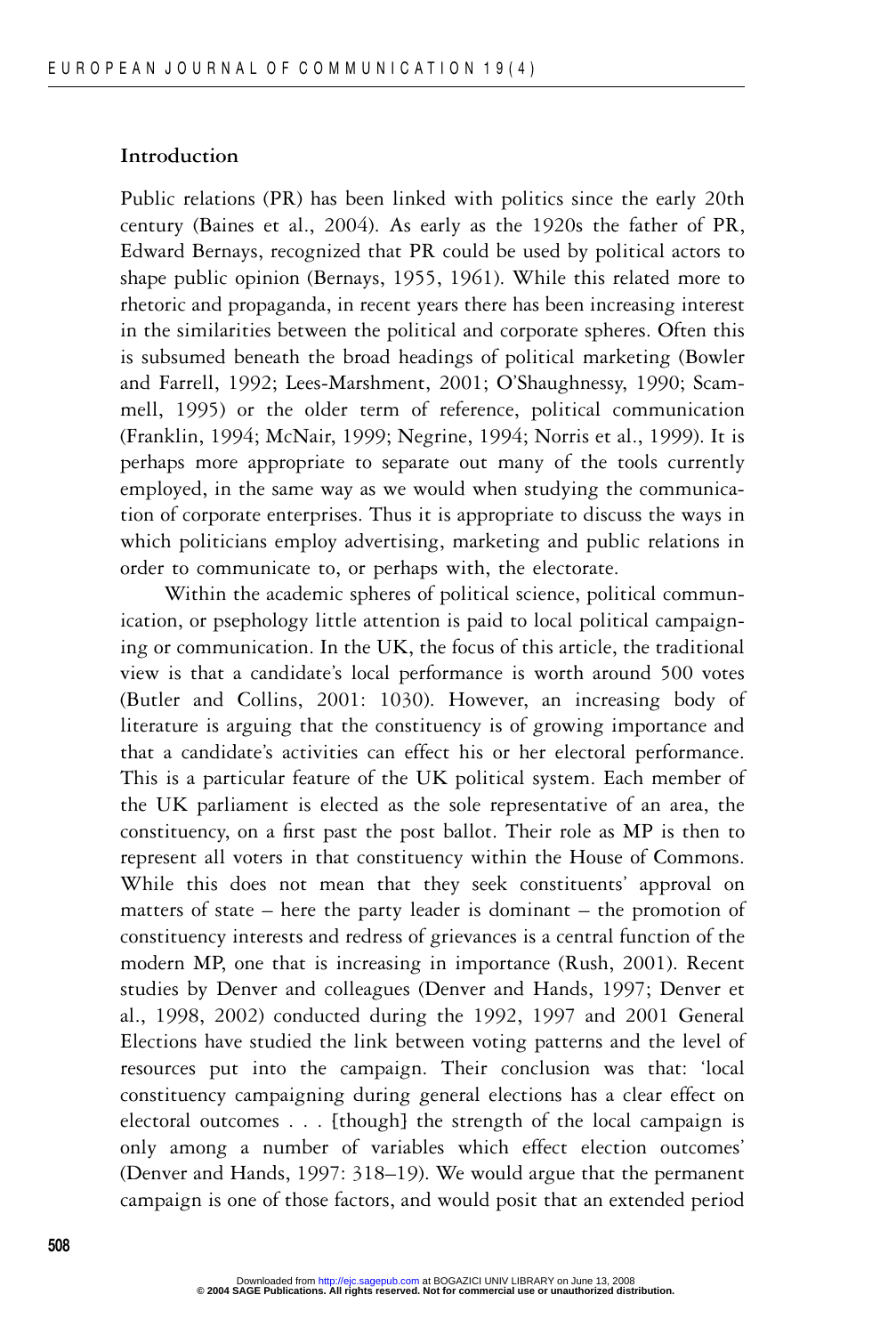## Introduction

Public relations (PR) has been linked with politics since the early 20th century (Baines et al., 2004). As early as the 1920s the father of PR, Edward Bernays, recognized that PR could be used by political actors to shape public opinion (Bernays, 1955, 1961). While this related more to rhetoric and propaganda, in recent years there has been increasing interest in the similarities between the political and corporate spheres. Often this is subsumed beneath the broad headings of political marketing (Bowler and Farrell, 1992; Lees-Marshment, 2001; O'Shaughnessy, 1990; Scammell, 1995) or the older term of reference, political communication (Franklin, 1994; McNair, 1999; Negrine, 1994; Norris et al., 1999). It is perhaps more appropriate to separate out many of the tools currently employed, in the same way as we would when studying the communication of corporate enterprises. Thus it is appropriate to discuss the ways in which politicians employ advertising, marketing and public relations in order to communicate to, or perhaps with, the electorate.

Within the academic spheres of political science, political communication, or psephology little attention is paid to local political campaigning or communication. In the UK, the focus of this article, the traditional view is that a candidate's local performance is worth around 500 votes (Butler and Collins, 2001: 1030). However, an increasing body of literature is arguing that the constituency is of growing importance and that a candidate's activities can effect his or her electoral performance. This is a particular feature of the UK political system. Each member of the UK parliament is elected as the sole representative of an area, the constituency, on a first past the post ballot. Their role as MP is then to represent all voters in that constituency within the House of Commons. While this does not mean that they seek constituents' approval on matters of state – here the party leader is dominant – the promotion of constituency interests and redress of grievances is a central function of the modern MP, one that is increasing in importance (Rush, 2001). Recent studies by Denver and colleagues (Denver and Hands, 1997; Denver et al., 1998, 2002) conducted during the 1992, 1997 and 2001 General Elections have studied the link between voting patterns and the level of resources put into the campaign. Their conclusion was that: 'local constituency campaigning during general elections has a clear effect on electoral outcomes . . . [though] the strength of the local campaign is only among a number of variables which effect election outcomes' (Denver and Hands, 1997: 318–19). We would argue that the permanent campaign is one of those factors, and would posit that an extended period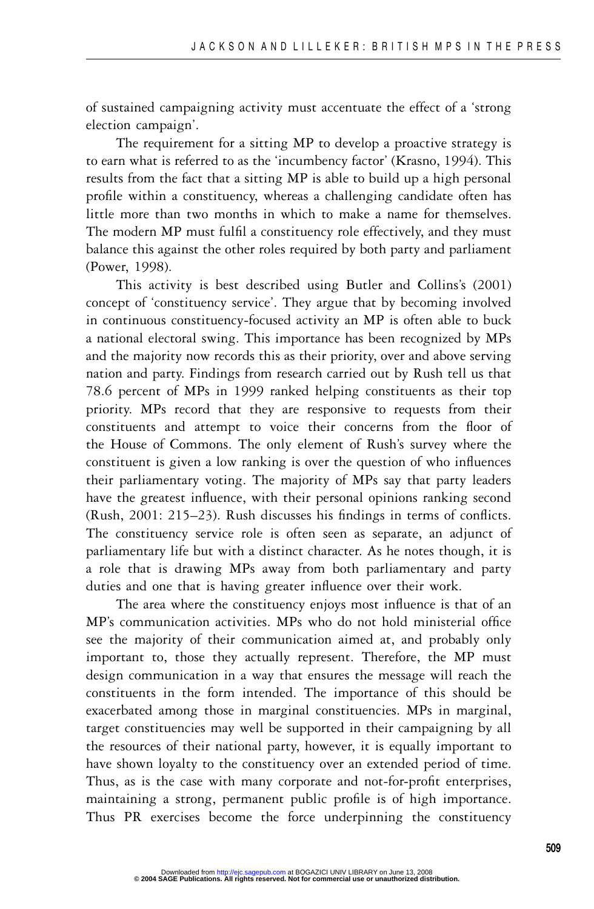of sustained campaigning activity must accentuate the effect of a 'strong election campaign'.

The requirement for a sitting MP to develop a proactive strategy is to earn what is referred to as the 'incumbency factor' (Krasno, 1994). This results from the fact that a sitting MP is able to build up a high personal profile within a constituency, whereas a challenging candidate often has little more than two months in which to make a name for themselves. The modern MP must fulfil a constituency role effectively, and they must balance this against the other roles required by both party and parliament (Power, 1998).

This activity is best described using Butler and Collins's (2001) concept of 'constituency service'. They argue that by becoming involved in continuous constituency-focused activity an MP is often able to buck a national electoral swing. This importance has been recognized by MPs and the majority now records this as their priority, over and above serving nation and party. Findings from research carried out by Rush tell us that 78.6 percent of MPs in 1999 ranked helping constituents as their top priority. MPs record that they are responsive to requests from their constituents and attempt to voice their concerns from the floor of the House of Commons. The only element of Rush's survey where the constituent is given a low ranking is over the question of who influences their parliamentary voting. The majority of MPs say that party leaders have the greatest influence, with their personal opinions ranking second (Rush, 2001: 215–23). Rush discusses his findings in terms of conflicts. The constituency service role is often seen as separate, an adjunct of parliamentary life but with a distinct character. As he notes though, it is a role that is drawing MPs away from both parliamentary and party duties and one that is having greater influence over their work.

The area where the constituency enjoys most influence is that of an MP's communication activities. MPs who do not hold ministerial office see the majority of their communication aimed at, and probably only important to, those they actually represent. Therefore, the MP must design communication in a way that ensures the message will reach the constituents in the form intended. The importance of this should be exacerbated among those in marginal constituencies. MPs in marginal, target constituencies may well be supported in their campaigning by all the resources of their national party, however, it is equally important to have shown loyalty to the constituency over an extended period of time. Thus, as is the case with many corporate and not-for-profit enterprises, maintaining a strong, permanent public profile is of high importance. Thus PR exercises become the force underpinning the constituency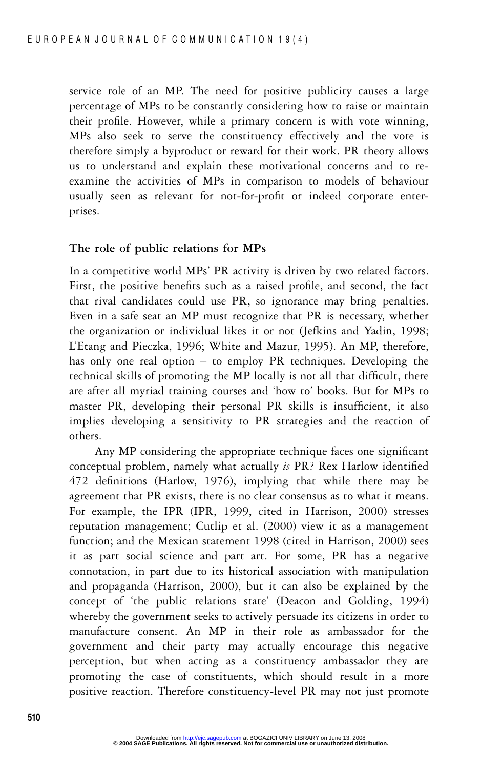service role of an MP. The need for positive publicity causes a large percentage of MPs to be constantly considering how to raise or maintain their profile. However, while a primary concern is with vote winning, MPs also seek to serve the constituency effectively and the vote is therefore simply a byproduct or reward for their work. PR theory allows us to understand and explain these motivational concerns and to re-examine the activities of MPs in comparison to models of behaviour usually seen as relevant for not-for-profit or indeed corporate enterprises.

## The role of public relations for MPs

In a competitive world MPs' PR activity is driven by two related factors. First, the positive benefits such as a raised profile, and second, the fact that rival candidates could use PR, so ignorance may bring penalties. Even in a safe seat an MP must recognize that PR is necessary, whether the organization or individual likes it or not (Jefkins and Yadin, 1998; L'Etang and Pieczka, 1996; White and Mazur, 1995). An MP, therefore, has only one real option – to employ PR techniques. Developing the technical skills of promoting the MP locally is not all that difficult, there are after all myriad training courses and 'how to' books. But for MPs to master PR, developing their personal PR skills is insufficient, it also implies developing a sensitivity to PR strategies and the reaction of others.

Any MP considering the appropriate technique faces one significant conceptual problem, namely what actually *is* PR? Rex Harlow identified 472 definitions (Harlow, 1976), implying that while there may be agreement that PR exists, there is no clear consensus as to what it means. For example, the IPR (IPR, 1999, cited in Harrison, 2000) stresses reputation management; Cutlip et al. (2000) view it as a management function; and the Mexican statement 1998 (cited in Harrison, 2000) sees it as part social science and part art. For some, PR has a negative connotation, in part due to its historical association with manipulation and propaganda (Harrison, 2000), but it can also be explained by the concept of 'the public relations state' (Deacon and Golding, 1994) whereby the government seeks to actively persuade its citizens in order to manufacture consent. An MP in their role as ambassador for the government and their party may actually encourage this negative perception, but when acting as a constituency ambassador they are promoting the case of constituents, which should result in a more positive reaction. Therefore constituency-level PR may not just promote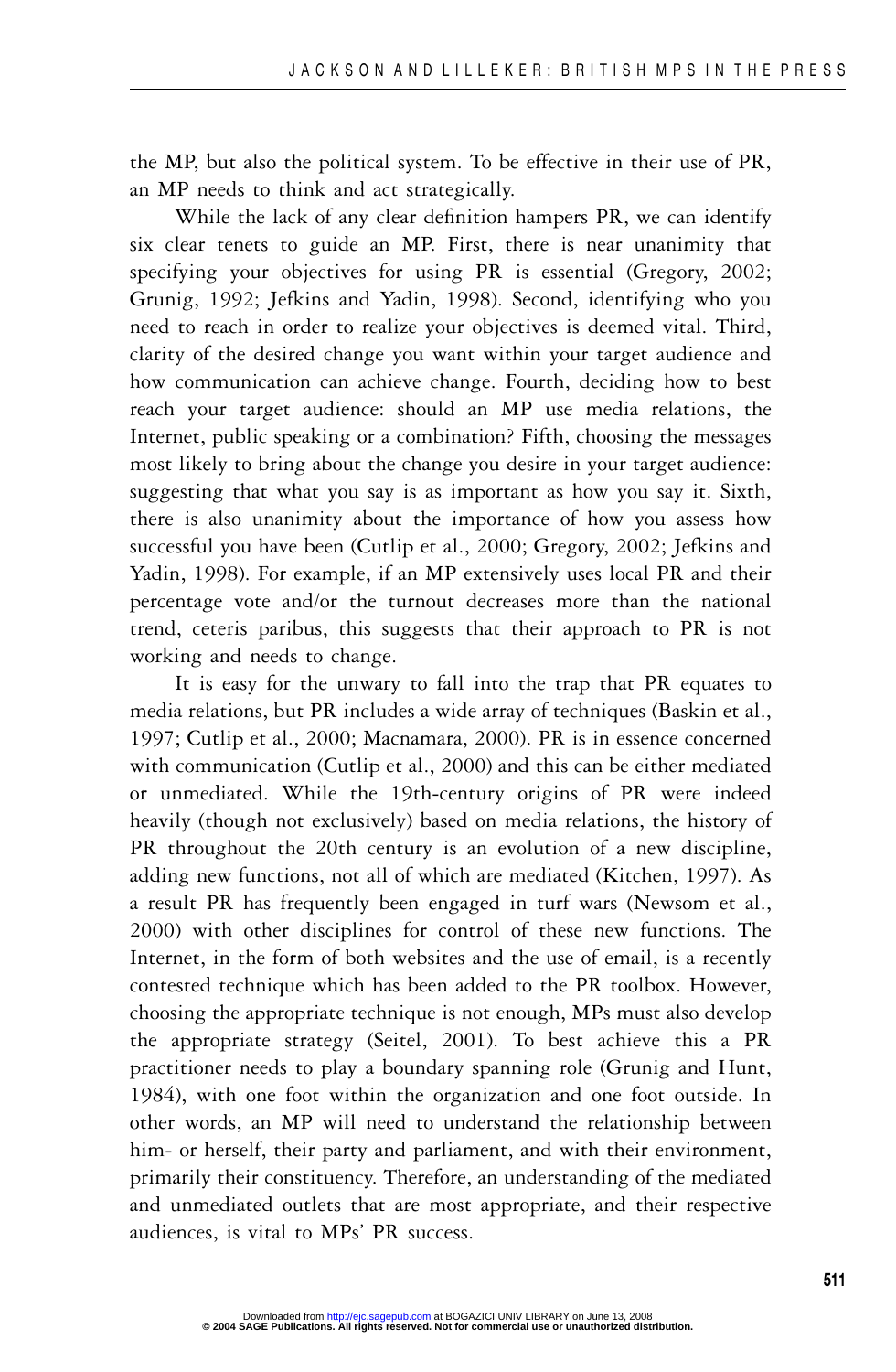the MP, but also the political system. To be effective in their use of PR, an MP needs to think and act strategically.

While the lack of any clear definition hampers PR, we can identify six clear tenets to guide an MP. First, there is near unanimity that specifying your objectives for using PR is essential (Gregory, 2002; Grunig, 1992; Jefkins and Yadin, 1998). Second, identifying who you need to reach in order to realize your objectives is deemed vital. Third, clarity of the desired change you want within your target audience and how communication can achieve change. Fourth, deciding how to best reach your target audience: should an MP use media relations, the Internet, public speaking or a combination? Fifth, choosing the messages most likely to bring about the change you desire in your target audience: suggesting that what you say is as important as how you say it. Sixth, there is also unanimity about the importance of how you assess how successful you have been (Cutlip et al., 2000; Gregory, 2002; Jefkins and Yadin, 1998). For example, if an MP extensively uses local PR and their percentage vote and/or the turnout decreases more than the national trend, ceteris paribus, this suggests that their approach to PR is not working and needs to change.

It is easy for the unwary to fall into the trap that PR equates to media relations, but PR includes a wide array of techniques (Baskin et al., 1997; Cutlip et al., 2000; Macnamara, 2000). PR is in essence concerned with communication (Cutlip et al., 2000) and this can be either mediated or unmediated. While the 19th-century origins of PR were indeed heavily (though not exclusively) based on media relations, the history of PR throughout the 20th century is an evolution of a new discipline, adding new functions, not all of which are mediated (Kitchen, 1997). As a result PR has frequently been engaged in turf wars (Newsom et al., 2000) with other disciplines for control of these new functions. The Internet, in the form of both websites and the use of email, is a recently contested technique which has been added to the PR toolbox. However, choosing the appropriate technique is not enough, MPs must also develop the appropriate strategy (Seitel, 2001). To best achieve this a PR practitioner needs to play a boundary spanning role (Grunig and Hunt, 1984), with one foot within the organization and one foot outside. In other words, an MP will need to understand the relationship between him- or herself, their party and parliament, and with their environment, primarily their constituency. Therefore, an understanding of the mediated and unmediated outlets that are most appropriate, and their respective audiences, is vital to MPs' PR success.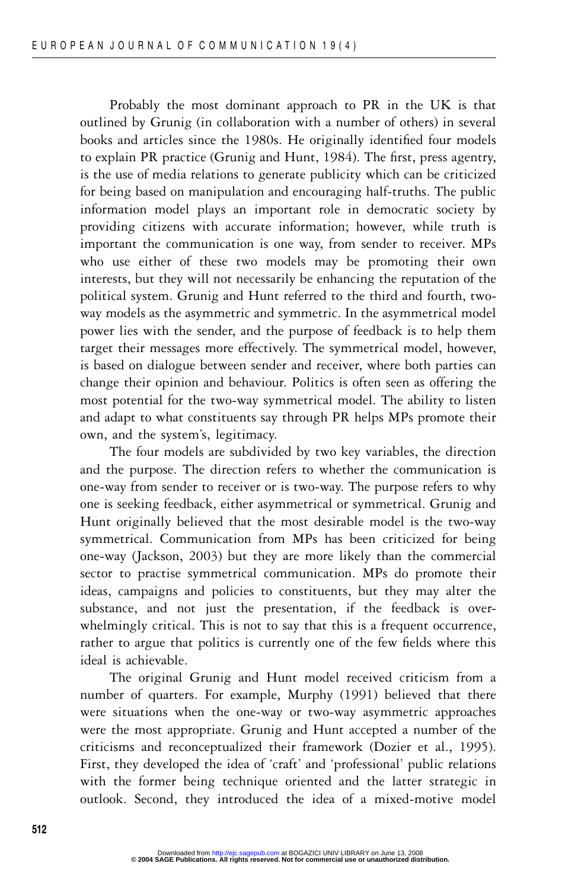Probably the most dominant approach to PR in the UK is that outlined by Grunig (in collaboration with a number of others) in several books and articles since the 1980s. He originally identified four models to explain PR practice (Grunig and Hunt, 1984). The first, press agentry, is the use of media relations to generate publicity which can be criticized for being based on manipulation and encouraging half-truths. The public information model plays an important role in democratic society by providing citizens with accurate information; however, while truth is important the communication is one way, from sender to receiver. MPs who use either of these two models may be promoting their own interests, but they will not necessarily be enhancing the reputation of the political system. Grunig and Hunt referred to the third and fourth, two-way models as the asymmetric and symmetric. In the asymmetrical model power lies with the sender, and the purpose of feedback is to help them target their messages more effectively. The symmetrical model, however, is based on dialogue between sender and receiver, where both parties can change their opinion and behaviour. Politics is often seen as offering the most potential for the two-way symmetrical model. The ability to listen and adapt to what constituents say through PR helps MPs promote their own, and the system's, legitimacy.

The four models are subdivided by two key variables, the direction and the purpose. The direction refers to whether the communication is one-way from sender to receiver or is two-way. The purpose refers to why one is seeking feedback, either asymmetrical or symmetrical. Grunig and Hunt originally believed that the most desirable model is the two-way symmetrical. Communication from MPs has been criticized for being one-way (Jackson, 2003) but they are more likely than the commercial sector to practise symmetrical communication. MPs do promote their ideas, campaigns and policies to constituents, but they may alter the substance, and not just the presentation, if the feedback is overwhelmingly critical. This is not to say that this is a frequent occurrence, rather to argue that politics is currently one of the few fields where this ideal is achievable.

The original Grunig and Hunt model received criticism from a number of quarters. For example, Murphy (1991) believed that there were situations when the one-way or two-way asymmetric approaches were the most appropriate. Grunig and Hunt accepted a number of the criticisms and reconceptualized their framework (Dozier et al., 1995). First, they developed the idea of 'craft' and 'professional' public relations with the former being technique oriented and the latter strategic in outlook. Second, they introduced the idea of a mixed-motive model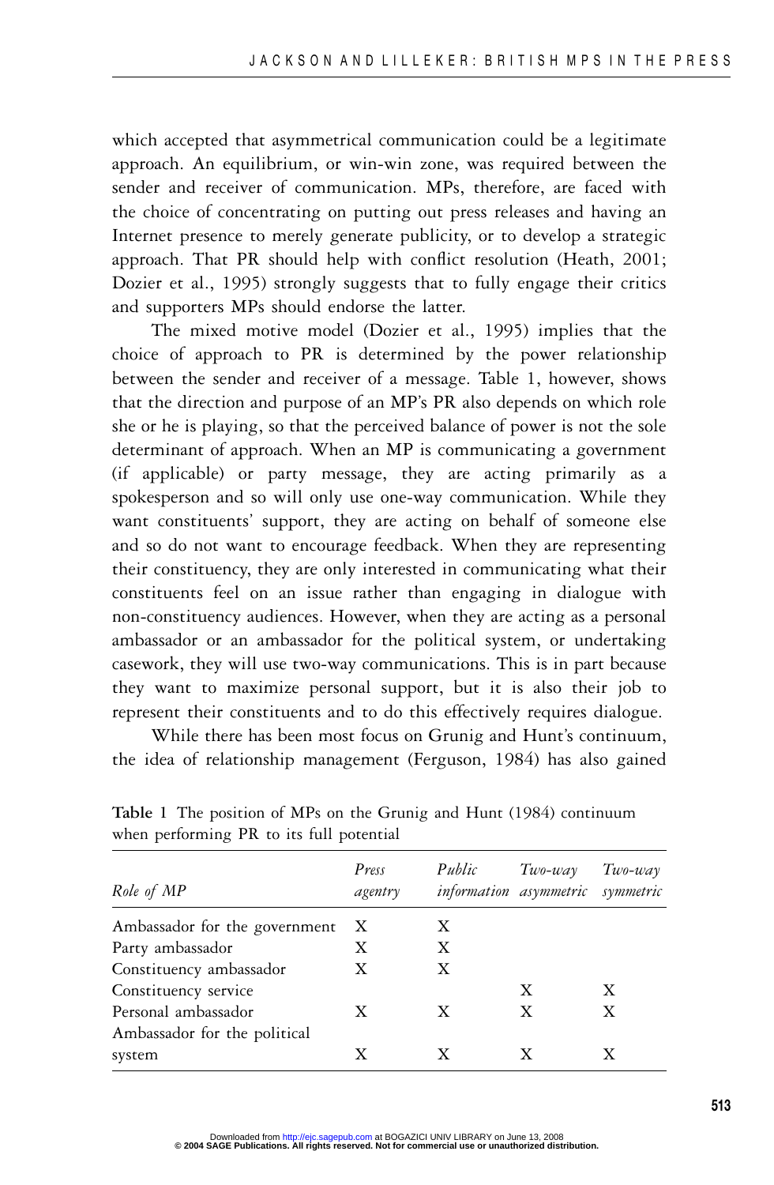which accepted that asymmetrical communication could be a legitimate approach. An equilibrium, or win-win zone, was required between the sender and receiver of communication. MPs, therefore, are faced with the choice of concentrating on putting out press releases and having an Internet presence to merely generate publicity, or to develop a strategic approach. That PR should help with conflict resolution (Heath, 2001; Dozier et al., 1995) strongly suggests that to fully engage their critics and supporters MPs should endorse the latter.

The mixed motive model (Dozier et al., 1995) implies that the choice of approach to PR is determined by the power relationship between the sender and receiver of a message. Table 1, however, shows that the direction and purpose of an MP's PR also depends on which role she or he is playing, so that the perceived balance of power is not the sole determinant of approach. When an MP is communicating a government (if applicable) or party message, they are acting primarily as a spokesperson and so will only use one-way communication. While they want constituents' support, they are acting on behalf of someone else and so do not want to encourage feedback. When they are representing their constituency, they are only interested in communicating what their constituents feel on an issue rather than engaging in dialogue with non-constituency audiences. However, when they are acting as a personal ambassador or an ambassador for the political system, or undertaking casework, they will use two-way communications. This is in part because they want to maximize personal support, but it is also their job to represent their constituents and to do this effectively requires dialogue.

While there has been most focus on Grunig and Hunt's continuum, the idea of relationship management (Ferguson, 1984) has also gained

**Table 1** The position of MPs on the Grunig and Hunt (1984) continuum when performing PR to its full potential

| *Role of MP* | *Press agentry* | *Public information* | *Two-way asymmetric* | *Two-way symmetric* |
|---|---|---|---|---|
| Ambassador for the government | X | X | | |
| Party ambassador | X | X | | |
| Constituency ambassador | X | X | | |
| Constituency service | | | X | X |
| Personal ambassador | X | X | X | X |
| Ambassador for the political system | X | X | X | X |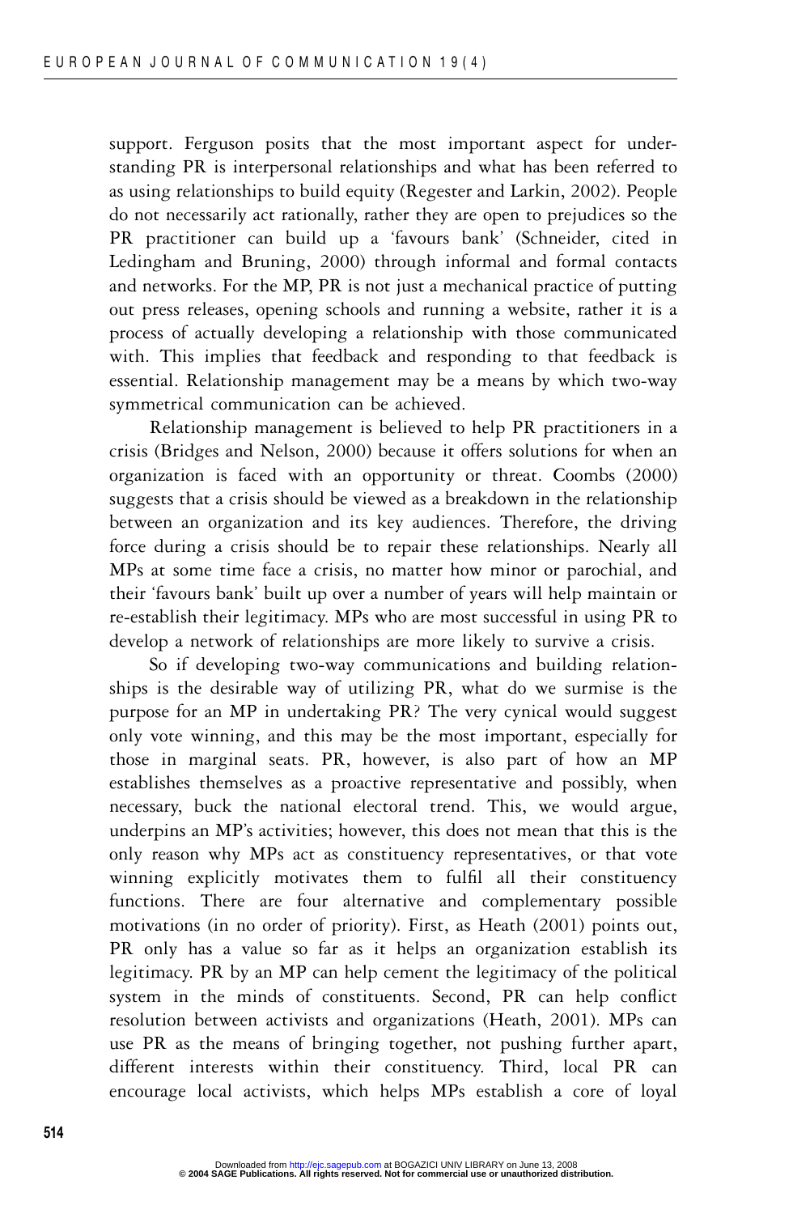support. Ferguson posits that the most important aspect for understanding PR is interpersonal relationships and what has been referred to as using relationships to build equity (Regester and Larkin, 2002). People do not necessarily act rationally, rather they are open to prejudices so the PR practitioner can build up a 'favours bank' (Schneider, cited in Ledingham and Bruning, 2000) through informal and formal contacts and networks. For the MP, PR is not just a mechanical practice of putting out press releases, opening schools and running a website, rather it is a process of actually developing a relationship with those communicated with. This implies that feedback and responding to that feedback is essential. Relationship management may be a means by which two-way symmetrical communication can be achieved.

Relationship management is believed to help PR practitioners in a crisis (Bridges and Nelson, 2000) because it offers solutions for when an organization is faced with an opportunity or threat. Coombs (2000) suggests that a crisis should be viewed as a breakdown in the relationship between an organization and its key audiences. Therefore, the driving force during a crisis should be to repair these relationships. Nearly all MPs at some time face a crisis, no matter how minor or parochial, and their 'favours bank' built up over a number of years will help maintain or re-establish their legitimacy. MPs who are most successful in using PR to develop a network of relationships are more likely to survive a crisis.

So if developing two-way communications and building relationships is the desirable way of utilizing PR, what do we surmise is the purpose for an MP in undertaking PR? The very cynical would suggest only vote winning, and this may be the most important, especially for those in marginal seats. PR, however, is also part of how an MP establishes themselves as a proactive representative and possibly, when necessary, buck the national electoral trend. This, we would argue, underpins an MP's activities; however, this does not mean that this is the only reason why MPs act as constituency representatives, or that vote winning explicitly motivates them to fulfil all their constituency functions. There are four alternative and complementary possible motivations (in no order of priority). First, as Heath (2001) points out, PR only has a value so far as it helps an organization establish its legitimacy. PR by an MP can help cement the legitimacy of the political system in the minds of constituents. Second, PR can help conflict resolution between activists and organizations (Heath, 2001). MPs can use PR as the means of bringing together, not pushing further apart, different interests within their constituency. Third, local PR can encourage local activists, which helps MPs establish a core of loyal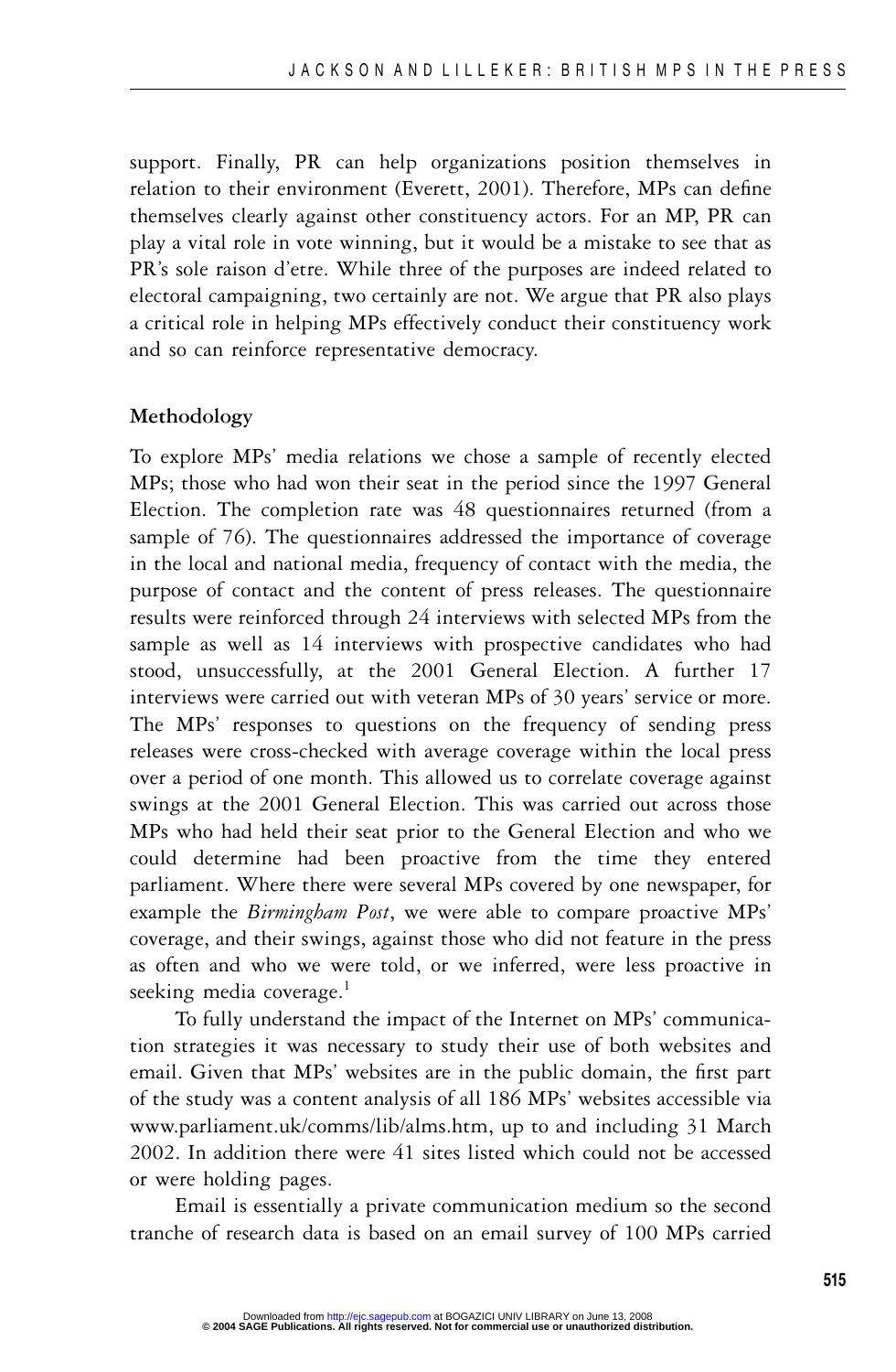support. Finally, PR can help organizations position themselves in relation to their environment (Everett, 2001). Therefore, MPs can define themselves clearly against other constituency actors. For an MP, PR can play a vital role in vote winning, but it would be a mistake to see that as PR's sole raison d'etre. While three of the purposes are indeed related to electoral campaigning, two certainly are not. We argue that PR also plays a critical role in helping MPs effectively conduct their constituency work and so can reinforce representative democracy.

## Methodology

To explore MPs' media relations we chose a sample of recently elected MPs; those who had won their seat in the period since the 1997 General Election. The completion rate was 48 questionnaires returned (from a sample of 76). The questionnaires addressed the importance of coverage in the local and national media, frequency of contact with the media, the purpose of contact and the content of press releases. The questionnaire results were reinforced through 24 interviews with selected MPs from the sample as well as 14 interviews with prospective candidates who had stood, unsuccessfully, at the 2001 General Election. A further 17 interviews were carried out with veteran MPs of 30 years' service or more. The MPs' responses to questions on the frequency of sending press releases were cross-checked with average coverage within the local press over a period of one month. This allowed us to correlate coverage against swings at the 2001 General Election. This was carried out across those MPs who had held their seat prior to the General Election and who we could determine had been proactive from the time they entered parliament. Where there were several MPs covered by one newspaper, for example the *Birmingham Post*, we were able to compare proactive MPs' coverage, and their swings, against those who did not feature in the press as often and who we were told, or we inferred, were less proactive in seeking media coverage.[1]

To fully understand the impact of the Internet on MPs' communication strategies it was necessary to study their use of both websites and email. Given that MPs' websites are in the public domain, the first part of the study was a content analysis of all 186 MPs' websites accessible via www.parliament.uk/comms/lib/alms.htm, up to and including 31 March 2002. In addition there were 41 sites listed which could not be accessed or were holding pages.

Email is essentially a private communication medium so the second tranche of research data is based on an email survey of 100 MPs carried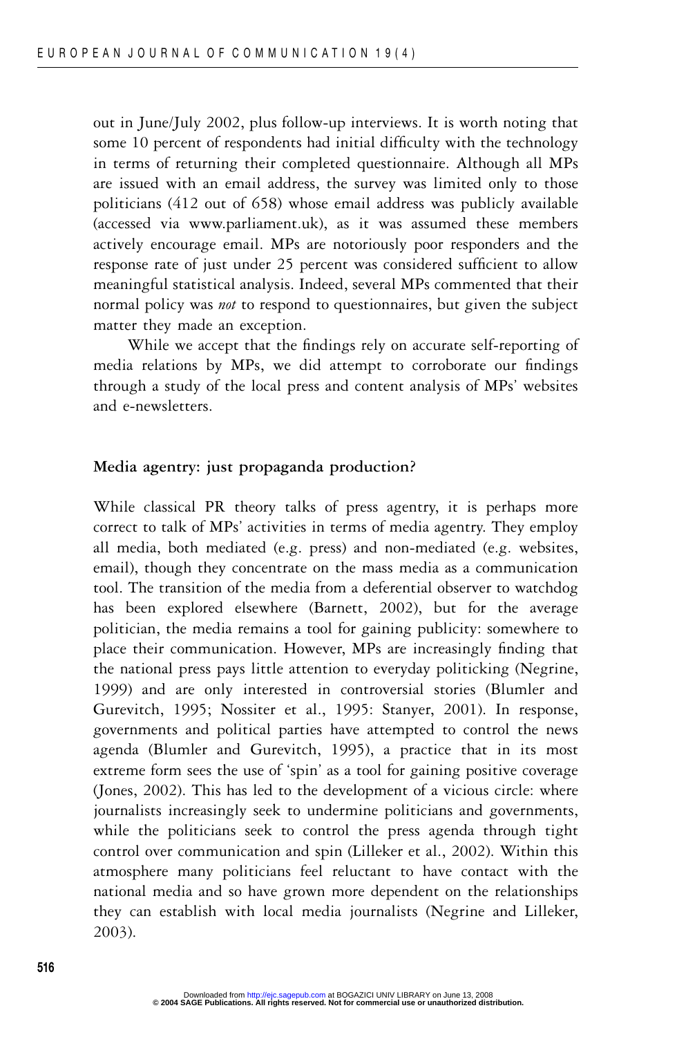out in June/July 2002, plus follow-up interviews. It is worth noting that some 10 percent of respondents had initial difficulty with the technology in terms of returning their completed questionnaire. Although all MPs are issued with an email address, the survey was limited only to those politicians (412 out of 658) whose email address was publicly available (accessed via www.parliament.uk), as it was assumed these members actively encourage email. MPs are notoriously poor responders and the response rate of just under 25 percent was considered sufficient to allow meaningful statistical analysis. Indeed, several MPs commented that their normal policy was *not* to respond to questionnaires, but given the subject matter they made an exception.

While we accept that the findings rely on accurate self-reporting of media relations by MPs, we did attempt to corroborate our findings through a study of the local press and content analysis of MPs' websites and e-newsletters.

## Media agentry: just propaganda production?

While classical PR theory talks of press agentry, it is perhaps more correct to talk of MPs' activities in terms of media agentry. They employ all media, both mediated (e.g. press) and non-mediated (e.g. websites, email), though they concentrate on the mass media as a communication tool. The transition of the media from a deferential observer to watchdog has been explored elsewhere (Barnett, 2002), but for the average politician, the media remains a tool for gaining publicity: somewhere to place their communication. However, MPs are increasingly finding that the national press pays little attention to everyday politicking (Negrine, 1999) and are only interested in controversial stories (Blumler and Gurevitch, 1995; Nossiter et al., 1995: Stanyer, 2001). In response, governments and political parties have attempted to control the news agenda (Blumler and Gurevitch, 1995), a practice that in its most extreme form sees the use of 'spin' as a tool for gaining positive coverage (Jones, 2002). This has led to the development of a vicious circle: where journalists increasingly seek to undermine politicians and governments, while the politicians seek to control the press agenda through tight control over communication and spin (Lilleker et al., 2002). Within this atmosphere many politicians feel reluctant to have contact with the national media and so have grown more dependent on the relationships they can establish with local media journalists (Negrine and Lilleker, 2003).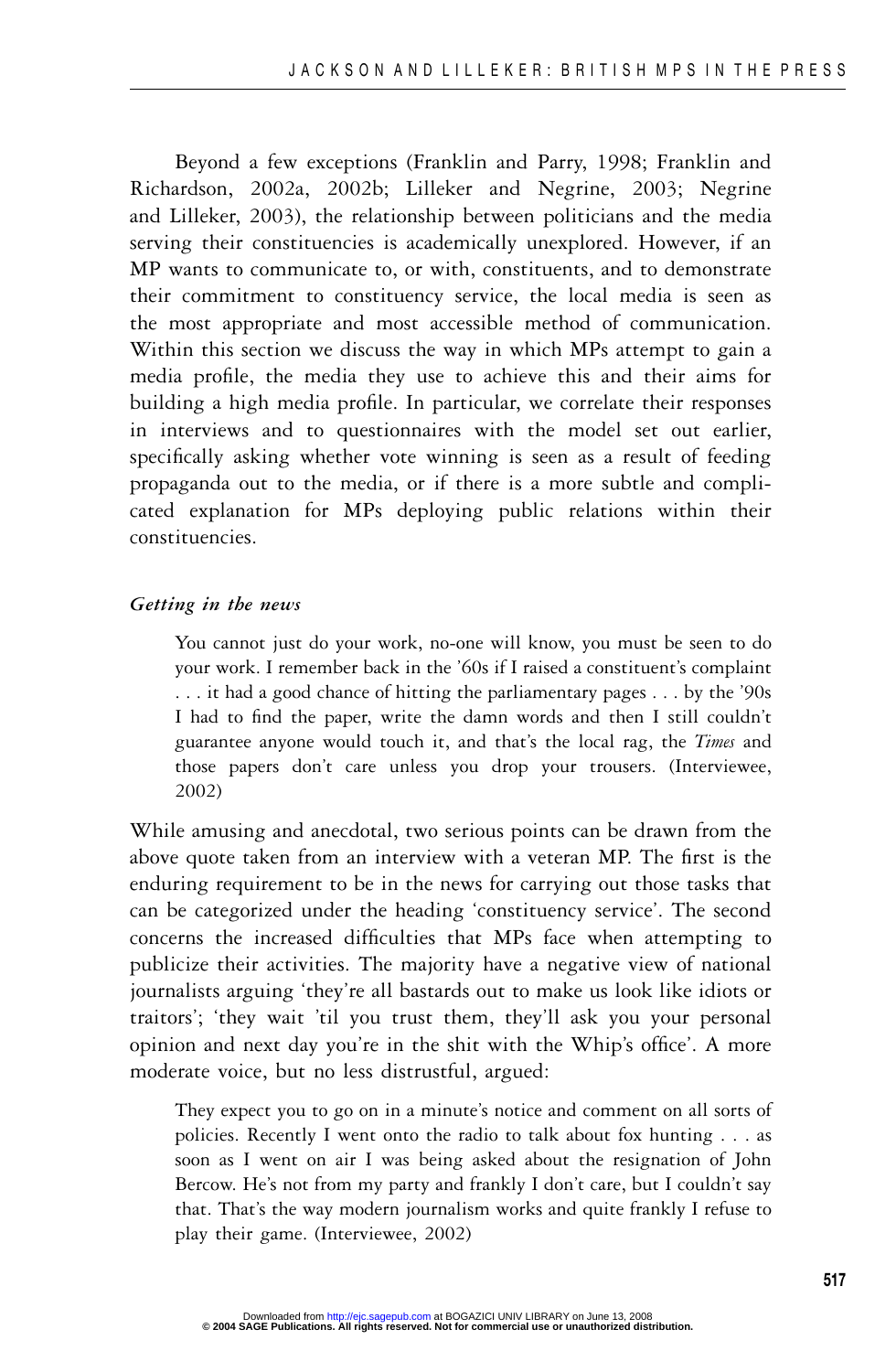Beyond a few exceptions (Franklin and Parry, 1998; Franklin and Richardson, 2002a, 2002b; Lilleker and Negrine, 2003; Negrine and Lilleker, 2003), the relationship between politicians and the media serving their constituencies is academically unexplored. However, if an MP wants to communicate to, or with, constituents, and to demonstrate their commitment to constituency service, the local media is seen as the most appropriate and most accessible method of communication. Within this section we discuss the way in which MPs attempt to gain a media profile, the media they use to achieve this and their aims for building a high media profile. In particular, we correlate their responses in interviews and to questionnaires with the model set out earlier, specifically asking whether vote winning is seen as a result of feeding propaganda out to the media, or if there is a more subtle and complicated explanation for MPs deploying public relations within their constituencies.

### *Getting in the news*

> You cannot just do your work, no-one will know, you must be seen to do your work. I remember back in the '60s if I raised a constituent's complaint . . . it had a good chance of hitting the parliamentary pages . . . by the '90s I had to find the paper, write the damn words and then I still couldn't guarantee anyone would touch it, and that's the local rag, the *Times* and those papers don't care unless you drop your trousers. (Interviewee, 2002)

While amusing and anecdotal, two serious points can be drawn from the above quote taken from an interview with a veteran MP. The first is the enduring requirement to be in the news for carrying out those tasks that can be categorized under the heading 'constituency service'. The second concerns the increased difficulties that MPs face when attempting to publicize their activities. The majority have a negative view of national journalists arguing 'they're all bastards out to make us look like idiots or traitors'; 'they wait 'til you trust them, they'll ask you your personal opinion and next day you're in the shit with the Whip's office'. A more moderate voice, but no less distrustful, argued:

> They expect you to go on in a minute's notice and comment on all sorts of policies. Recently I went onto the radio to talk about fox hunting . . . as soon as I went on air I was being asked about the resignation of John Bercow. He's not from my party and frankly I don't care, but I couldn't say that. That's the way modern journalism works and quite frankly I refuse to play their game. (Interviewee, 2002)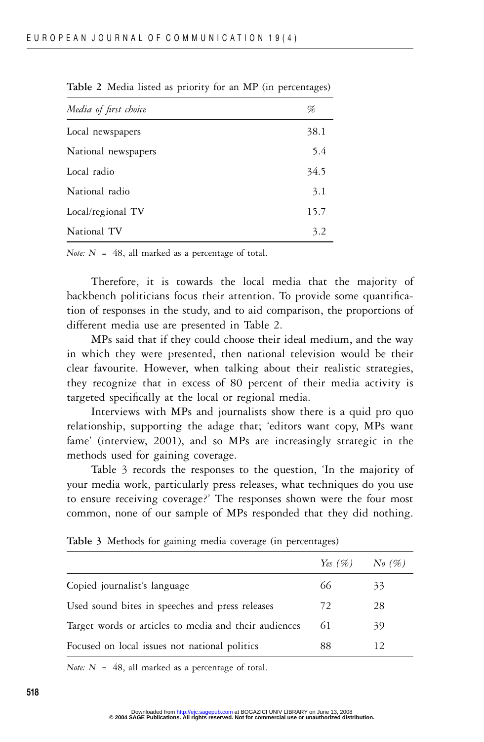**Table 2** Media listed as priority for an MP (in percentages)

| *Media of first choice* | % |
|---|---|
| Local newspapers | 38.1 |
| National newspapers | 5.4 |
| Local radio | 34.5 |
| National radio | 3.1 |
| Local/regional TV | 15.7 |
| National TV | 3.2 |

*Note:* $N$ = 48, all marked as a percentage of total.

Therefore, it is towards the local media that the majority of backbench politicians focus their attention. To provide some quantification of responses in the study, and to aid comparison, the proportions of different media use are presented in Table 2.

MPs said that if they could choose their ideal medium, and the way in which they were presented, then national television would be their clear favourite. However, when talking about their realistic strategies, they recognize that in excess of 80 percent of their media activity is targeted specifically at the local or regional media.

Interviews with MPs and journalists show there is a quid pro quo relationship, supporting the adage that; 'editors want copy, MPs want fame' (interview, 2001), and so MPs are increasingly strategic in the methods used for gaining coverage.

Table 3 records the responses to the question, 'In the majority of your media work, particularly press releases, what techniques do you use to ensure receiving coverage?' The responses shown were the four most common, none of our sample of MPs responded that they did nothing.

**Table 3** Methods for gaining media coverage (in percentages)

| | *Yes (%)* | *No (%)* |
|---|---|---|
| Copied journalist's language | 66 | 33 |
| Used sound bites in speeches and press releases | 72 | 28 |
| Target words or articles to media and their audiences | 61 | 39 |
| Focused on local issues not national politics | 88 | 12 |

*Note:* $N$ = 48, all marked as a percentage of total.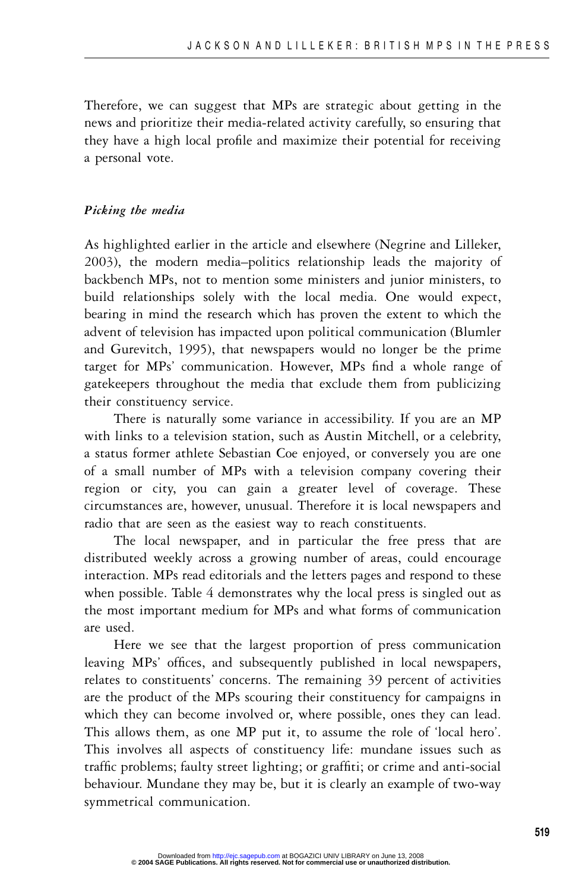Therefore, we can suggest that MPs are strategic about getting in the news and prioritize their media-related activity carefully, so ensuring that they have a high local profile and maximize their potential for receiving a personal vote.

### *Picking the media*

As highlighted earlier in the article and elsewhere (Negrine and Lilleker, 2003), the modern media–politics relationship leads the majority of backbench MPs, not to mention some ministers and junior ministers, to build relationships solely with the local media. One would expect, bearing in mind the research which has proven the extent to which the advent of television has impacted upon political communication (Blumler and Gurevitch, 1995), that newspapers would no longer be the prime target for MPs' communication. However, MPs find a whole range of gatekeepers throughout the media that exclude them from publicizing their constituency service.

There is naturally some variance in accessibility. If you are an MP with links to a television station, such as Austin Mitchell, or a celebrity, a status former athlete Sebastian Coe enjoyed, or conversely you are one of a small number of MPs with a television company covering their region or city, you can gain a greater level of coverage. These circumstances are, however, unusual. Therefore it is local newspapers and radio that are seen as the easiest way to reach constituents.

The local newspaper, and in particular the free press that are distributed weekly across a growing number of areas, could encourage interaction. MPs read editorials and the letters pages and respond to these when possible. Table 4 demonstrates why the local press is singled out as the most important medium for MPs and what forms of communication are used.

Here we see that the largest proportion of press communication leaving MPs' offices, and subsequently published in local newspapers, relates to constituents' concerns. The remaining 39 percent of activities are the product of the MPs scouring their constituency for campaigns in which they can become involved or, where possible, ones they can lead. This allows them, as one MP put it, to assume the role of 'local hero'. This involves all aspects of constituency life: mundane issues such as traffic problems; faulty street lighting; or graffiti; or crime and anti-social behaviour. Mundane they may be, but it is clearly an example of two-way symmetrical communication.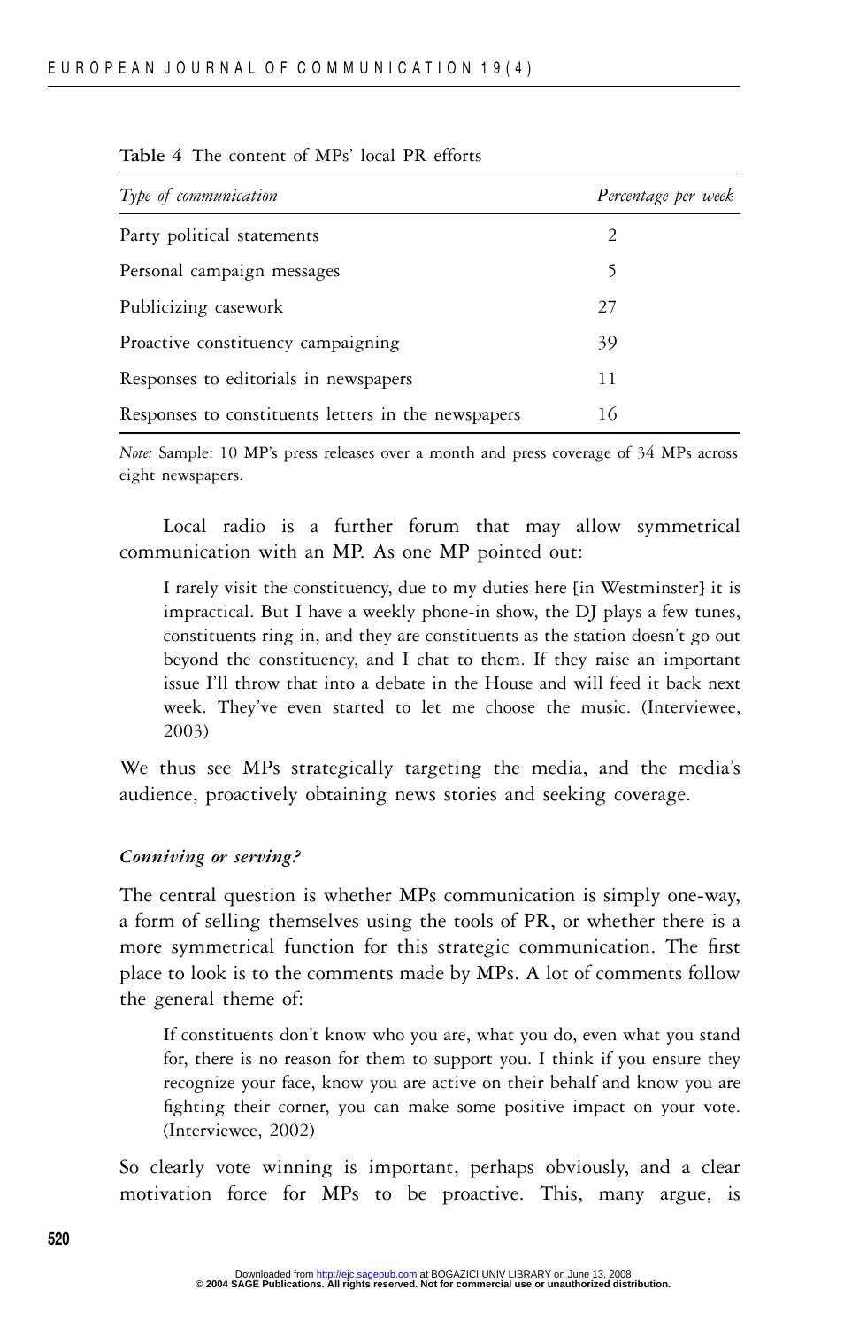**Table 4** The content of MPs' local PR efforts

| *Type of communication* | *Percentage per week* |
|---|---|
| Party political statements | 2 |
| Personal campaign messages | 5 |
| Publicizing casework | 27 |
| Proactive constituency campaigning | 39 |
| Responses to editorials in newspapers | 11 |
| Responses to constituents letters in the newspapers | 16 |

*Note:* Sample: 10 MP's press releases over a month and press coverage of 34 MPs across eight newspapers.

Local radio is a further forum that may allow symmetrical communication with an MP. As one MP pointed out:

> I rarely visit the constituency, due to my duties here [in Westminster] it is impractical. But I have a weekly phone-in show, the DJ plays a few tunes, constituents ring in, and they are constituents as the station doesn't go out beyond the constituency, and I chat to them. If they raise an important issue I'll throw that into a debate in the House and will feed it back next week. They've even started to let me choose the music. (Interviewee, 2003)

We thus see MPs strategically targeting the media, and the media's audience, proactively obtaining news stories and seeking coverage.

### *Conniving or serving?*

The central question is whether MPs communication is simply one-way, a form of selling themselves using the tools of PR, or whether there is a more symmetrical function for this strategic communication. The first place to look is to the comments made by MPs. A lot of comments follow the general theme of:

> If constituents don't know who you are, what you do, even what you stand for, there is no reason for them to support you. I think if you ensure they recognize your face, know you are active on their behalf and know you are fighting their corner, you can make some positive impact on your vote. (Interviewee, 2002)

So clearly vote winning is important, perhaps obviously, and a clear motivation force for MPs to be proactive. This, many argue, is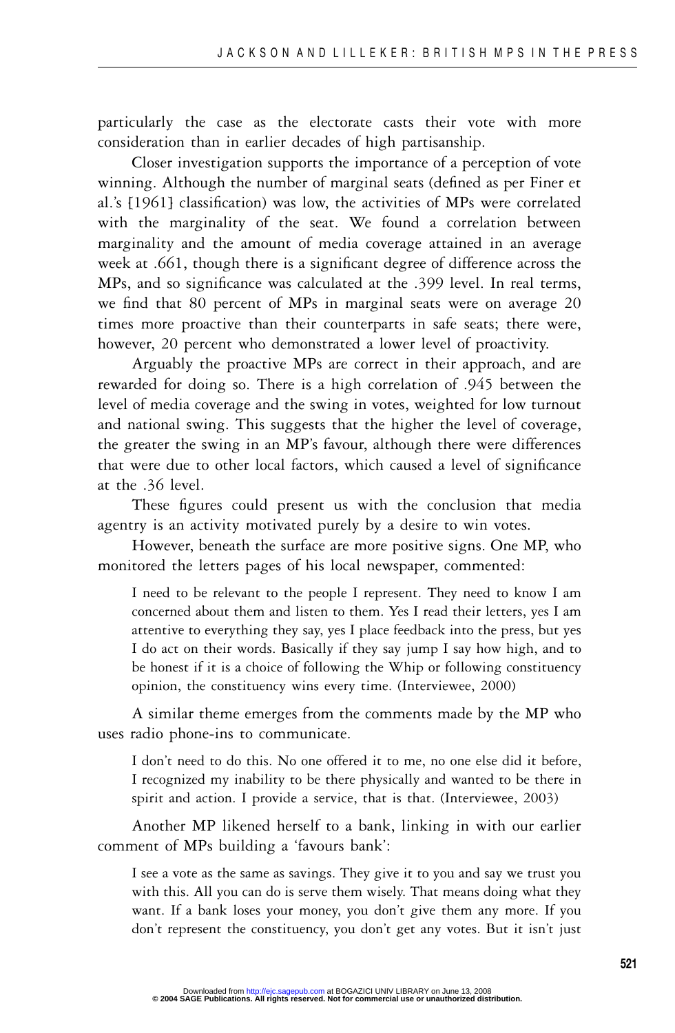particularly the case as the electorate casts their vote with more consideration than in earlier decades of high partisanship.

Closer investigation supports the importance of a perception of vote winning. Although the number of marginal seats (defined as per Finer et al.'s [1961] classification) was low, the activities of MPs were correlated with the marginality of the seat. We found a correlation between marginality and the amount of media coverage attained in an average week at .661, though there is a significant degree of difference across the MPs, and so significance was calculated at the .399 level. In real terms, we find that 80 percent of MPs in marginal seats were on average 20 times more proactive than their counterparts in safe seats; there were, however, 20 percent who demonstrated a lower level of proactivity.

Arguably the proactive MPs are correct in their approach, and are rewarded for doing so. There is a high correlation of .945 between the level of media coverage and the swing in votes, weighted for low turnout and national swing. This suggests that the higher the level of coverage, the greater the swing in an MP's favour, although there were differences that were due to other local factors, which caused a level of significance at the .36 level.

These figures could present us with the conclusion that media agentry is an activity motivated purely by a desire to win votes.

However, beneath the surface are more positive signs. One MP, who monitored the letters pages of his local newspaper, commented:

> I need to be relevant to the people I represent. They need to know I am concerned about them and listen to them. Yes I read their letters, yes I am attentive to everything they say, yes I place feedback into the press, but yes I do act on their words. Basically if they say jump I say how high, and to be honest if it is a choice of following the Whip or following constituency opinion, the constituency wins every time. (Interviewee, 2000)

A similar theme emerges from the comments made by the MP who uses radio phone-ins to communicate.

> I don't need to do this. No one offered it to me, no one else did it before, I recognized my inability to be there physically and wanted to be there in spirit and action. I provide a service, that is that. (Interviewee, 2003)

Another MP likened herself to a bank, linking in with our earlier comment of MPs building a 'favours bank':

> I see a vote as the same as savings. They give it to you and say we trust you with this. All you can do is serve them wisely. That means doing what they want. If a bank loses your money, you don't give them any more. If you don't represent the constituency, you don't get any votes. But it isn't just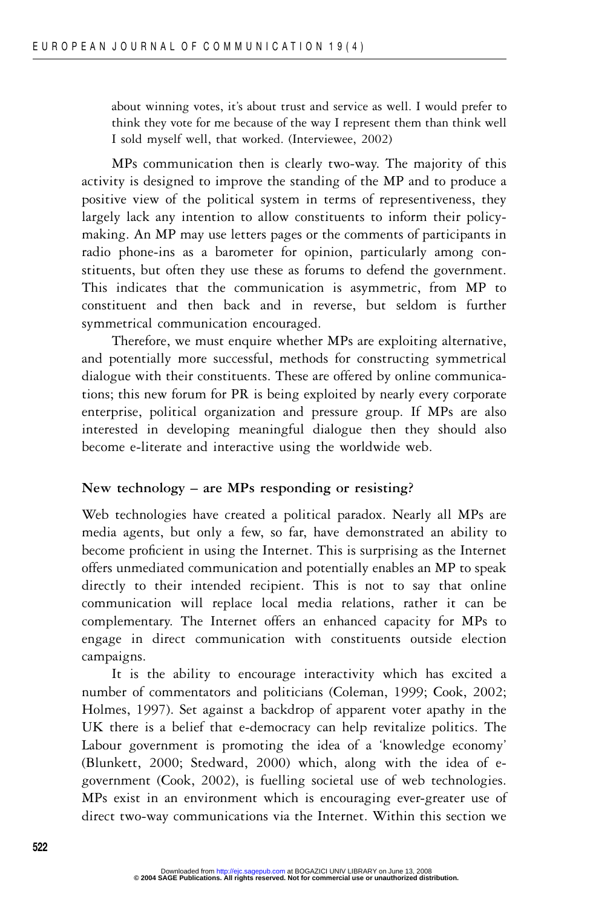about winning votes, it's about trust and service as well. I would prefer to think they vote for me because of the way I represent them than think well I sold myself well, that worked. (Interviewee, 2002)

MPs communication then is clearly two-way. The majority of this activity is designed to improve the standing of the MP and to produce a positive view of the political system in terms of representiveness, they largely lack any intention to allow constituents to inform their policy-making. An MP may use letters pages or the comments of participants in radio phone-ins as a barometer for opinion, particularly among constituents, but often they use these as forums to defend the government. This indicates that the communication is asymmetric, from MP to constituent and then back and in reverse, but seldom is further symmetrical communication encouraged.

Therefore, we must enquire whether MPs are exploiting alternative, and potentially more successful, methods for constructing symmetrical dialogue with their constituents. These are offered by online communications; this new forum for PR is being exploited by nearly every corporate enterprise, political organization and pressure group. If MPs are also interested in developing meaningful dialogue then they should also become e-literate and interactive using the worldwide web.

### New technology – are MPs responding or resisting?

Web technologies have created a political paradox. Nearly all MPs are media agents, but only a few, so far, have demonstrated an ability to become proficient in using the Internet. This is surprising as the Internet offers unmediated communication and potentially enables an MP to speak directly to their intended recipient. This is not to say that online communication will replace local media relations, rather it can be complementary. The Internet offers an enhanced capacity for MPs to engage in direct communication with constituents outside election campaigns.

It is the ability to encourage interactivity which has excited a number of commentators and politicians (Coleman, 1999; Cook, 2002; Holmes, 1997). Set against a backdrop of apparent voter apathy in the UK there is a belief that e-democracy can help revitalize politics. The Labour government is promoting the idea of a 'knowledge economy' (Blunkett, 2000; Stedward, 2000) which, along with the idea of e-government (Cook, 2002), is fuelling societal use of web technologies. MPs exist in an environment which is encouraging ever-greater use of direct two-way communications via the Internet. Within this section we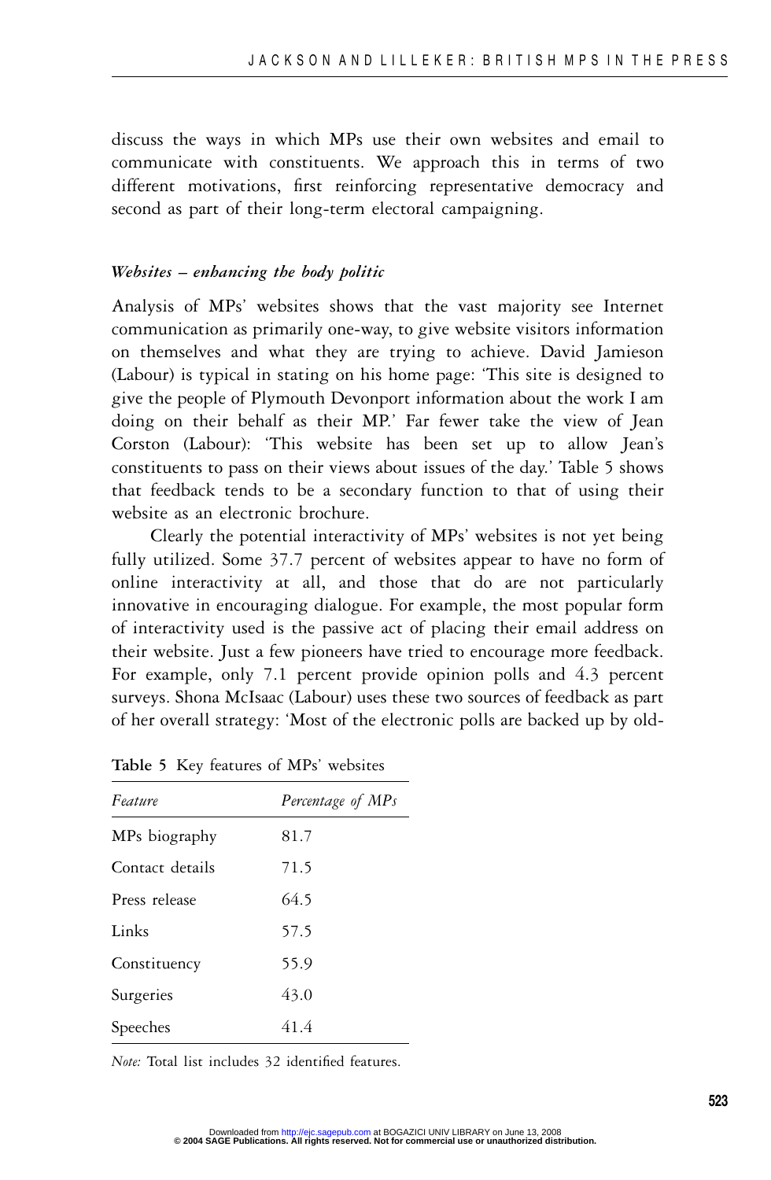discuss the ways in which MPs use their own websites and email to communicate with constituents. We approach this in terms of two different motivations, first reinforcing representative democracy and second as part of their long-term electoral campaigning.

### *Websites – enhancing the body politic*

Analysis of MPs' websites shows that the vast majority see Internet communication as primarily one-way, to give website visitors information on themselves and what they are trying to achieve. David Jamieson (Labour) is typical in stating on his home page: 'This site is designed to give the people of Plymouth Devonport information about the work I am doing on their behalf as their MP.' Far fewer take the view of Jean Corston (Labour): 'This website has been set up to allow Jean's constituents to pass on their views about issues of the day.' Table 5 shows that feedback tends to be a secondary function to that of using their website as an electronic brochure.

Clearly the potential interactivity of MPs' websites is not yet being fully utilized. Some 37.7 percent of websites appear to have no form of online interactivity at all, and those that do are not particularly innovative in encouraging dialogue. For example, the most popular form of interactivity used is the passive act of placing their email address on their website. Just a few pioneers have tried to encourage more feedback. For example, only 7.1 percent provide opinion polls and 4.3 percent surveys. Shona McIsaac (Labour) uses these two sources of feedback as part of her overall strategy: 'Most of the electronic polls are backed up by old-

**Table 5** Key features of MPs' websites

| *Feature* | *Percentage of MPs* |
|---|---|
| MPs biography | 81.7 |
| Contact details | 71.5 |
| Press release | 64.5 |
| Links | 57.5 |
| Constituency | 55.9 |
| Surgeries | 43.0 |
| Speeches | 41.4 |

*Note:* Total list includes 32 identified features.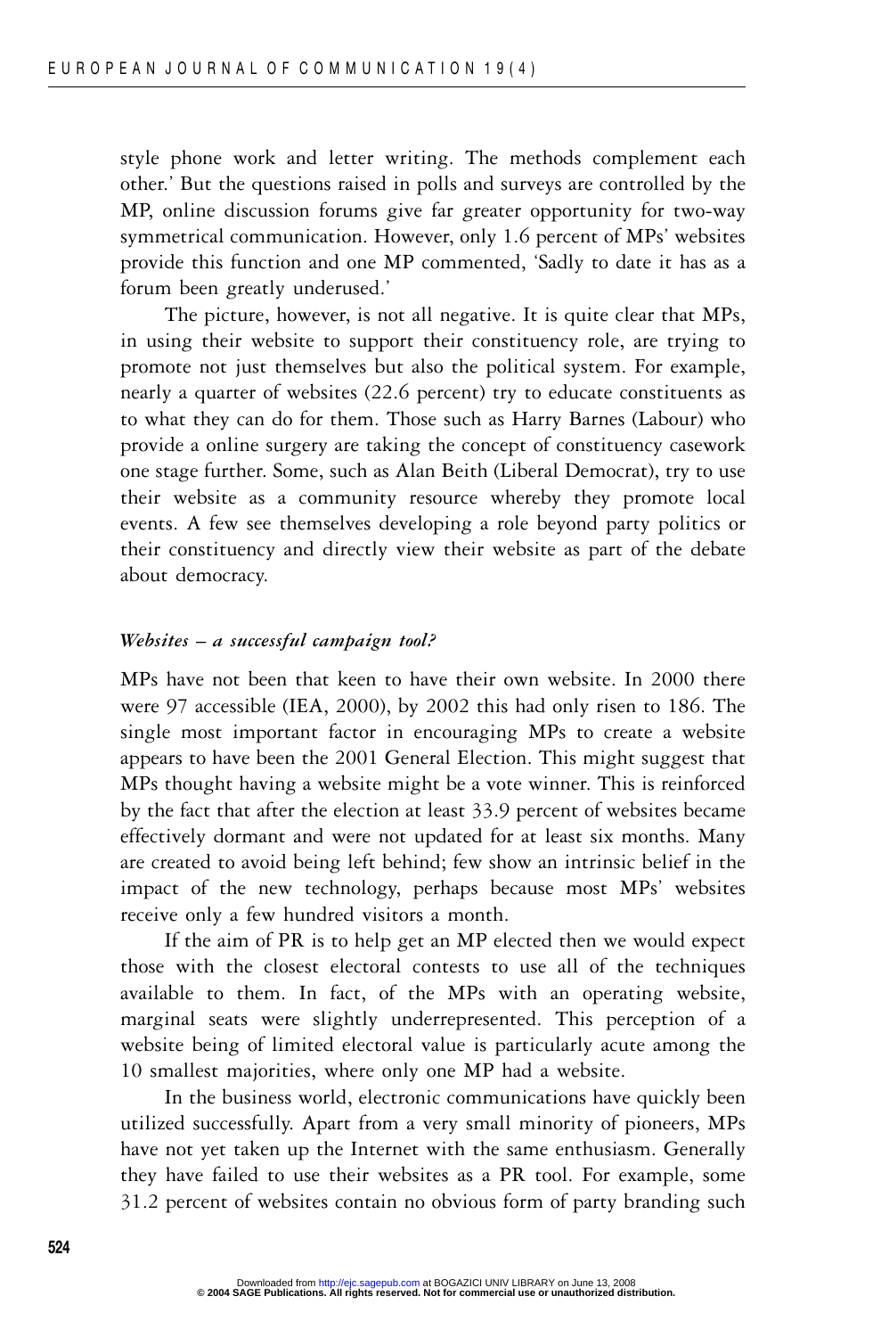style phone work and letter writing. The methods complement each other.' But the questions raised in polls and surveys are controlled by the MP, online discussion forums give far greater opportunity for two-way symmetrical communication. However, only 1.6 percent of MPs' websites provide this function and one MP commented, 'Sadly to date it has as a forum been greatly underused.'

The picture, however, is not all negative. It is quite clear that MPs, in using their website to support their constituency role, are trying to promote not just themselves but also the political system. For example, nearly a quarter of websites (22.6 percent) try to educate constituents as to what they can do for them. Those such as Harry Barnes (Labour) who provide a online surgery are taking the concept of constituency casework one stage further. Some, such as Alan Beith (Liberal Democrat), try to use their website as a community resource whereby they promote local events. A few see themselves developing a role beyond party politics or their constituency and directly view their website as part of the debate about democracy.

### *Websites – a successful campaign tool?*

MPs have not been that keen to have their own website. In 2000 there were 97 accessible (IEA, 2000), by 2002 this had only risen to 186. The single most important factor in encouraging MPs to create a website appears to have been the 2001 General Election. This might suggest that MPs thought having a website might be a vote winner. This is reinforced by the fact that after the election at least 33.9 percent of websites became effectively dormant and were not updated for at least six months. Many are created to avoid being left behind; few show an intrinsic belief in the impact of the new technology, perhaps because most MPs' websites receive only a few hundred visitors a month.

If the aim of PR is to help get an MP elected then we would expect those with the closest electoral contests to use all of the techniques available to them. In fact, of the MPs with an operating website, marginal seats were slightly underrepresented. This perception of a website being of limited electoral value is particularly acute among the 10 smallest majorities, where only one MP had a website.

In the business world, electronic communications have quickly been utilized successfully. Apart from a very small minority of pioneers, MPs have not yet taken up the Internet with the same enthusiasm. Generally they have failed to use their websites as a PR tool. For example, some 31.2 percent of websites contain no obvious form of party branding such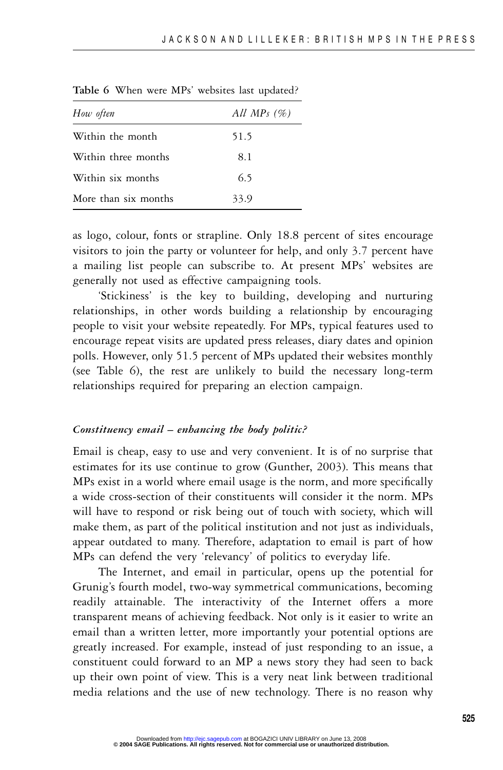**Table 6** When were MPs' websites last updated?

| *How often* | *All MPs (%)* |
|---|---|
| Within the month | 51.5 |
| Within three months | 8.1 |
| Within six months | 6.5 |
| More than six months | 33.9 |

as logo, colour, fonts or strapline. Only 18.8 percent of sites encourage visitors to join the party or volunteer for help, and only 3.7 percent have a mailing list people can subscribe to. At present MPs' websites are generally not used as effective campaigning tools.

'Stickiness' is the key to building, developing and nurturing relationships, in other words building a relationship by encouraging people to visit your website repeatedly. For MPs, typical features used to encourage repeat visits are updated press releases, diary dates and opinion polls. However, only 51.5 percent of MPs updated their websites monthly (see Table 6), the rest are unlikely to build the necessary long-term relationships required for preparing an election campaign.

### *Constituency email – enhancing the body politic?*

Email is cheap, easy to use and very convenient. It is of no surprise that estimates for its use continue to grow (Gunther, 2003). This means that MPs exist in a world where email usage is the norm, and more specifically a wide cross-section of their constituents will consider it the norm. MPs will have to respond or risk being out of touch with society, which will make them, as part of the political institution and not just as individuals, appear outdated to many. Therefore, adaptation to email is part of how MPs can defend the very 'relevancy' of politics to everyday life.

The Internet, and email in particular, opens up the potential for Grunig's fourth model, two-way symmetrical communications, becoming readily attainable. The interactivity of the Internet offers a more transparent means of achieving feedback. Not only is it easier to write an email than a written letter, more importantly your potential options are greatly increased. For example, instead of just responding to an issue, a constituent could forward to an MP a news story they had seen to back up their own point of view. This is a very neat link between traditional media relations and the use of new technology. There is no reason why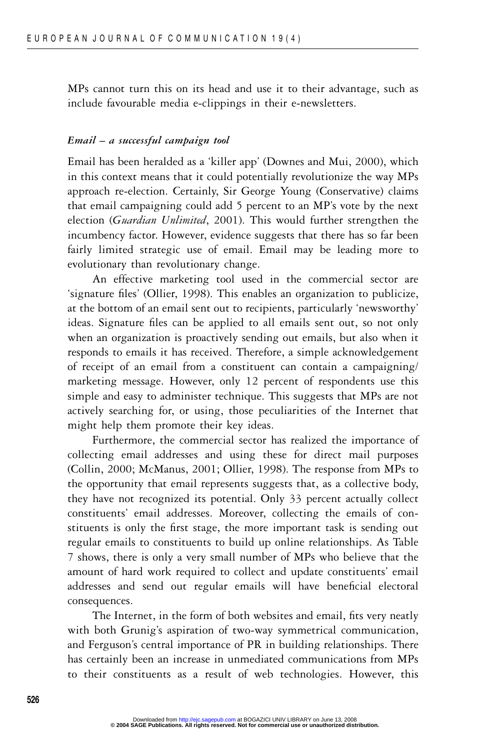MPs cannot turn this on its head and use it to their advantage, such as include favourable media e-clippings in their e-newsletters.

*Email – a successful campaign tool*

Email has been heralded as a 'killer app' (Downes and Mui, 2000), which in this context means that it could potentially revolutionize the way MPs approach re-election. Certainly, Sir George Young (Conservative) claims that email campaigning could add 5 percent to an MP's vote by the next election (*Guardian Unlimited*, 2001). This would further strengthen the incumbency factor. However, evidence suggests that there has so far been fairly limited strategic use of email. Email may be leading more to evolutionary than revolutionary change.

An effective marketing tool used in the commercial sector are 'signature files' (Ollier, 1998). This enables an organization to publicize, at the bottom of an email sent out to recipients, particularly 'newsworthy' ideas. Signature files can be applied to all emails sent out, so not only when an organization is proactively sending out emails, but also when it responds to emails it has received. Therefore, a simple acknowledgement of receipt of an email from a constituent can contain a campaigning/marketing message. However, only 12 percent of respondents use this simple and easy to administer technique. This suggests that MPs are not actively searching for, or using, those peculiarities of the Internet that might help them promote their key ideas.

Furthermore, the commercial sector has realized the importance of collecting email addresses and using these for direct mail purposes (Collin, 2000; McManus, 2001; Ollier, 1998). The response from MPs to the opportunity that email represents suggests that, as a collective body, they have not recognized its potential. Only 33 percent actually collect constituents' email addresses. Moreover, collecting the emails of constituents is only the first stage, the more important task is sending out regular emails to constituents to build up online relationships. As Table 7 shows, there is only a very small number of MPs who believe that the amount of hard work required to collect and update constituents' email addresses and send out regular emails will have beneficial electoral consequences.

The Internet, in the form of both websites and email, fits very neatly with both Grunig's aspiration of two-way symmetrical communication, and Ferguson's central importance of PR in building relationships. There has certainly been an increase in unmediated communications from MPs to their constituents as a result of web technologies. However, this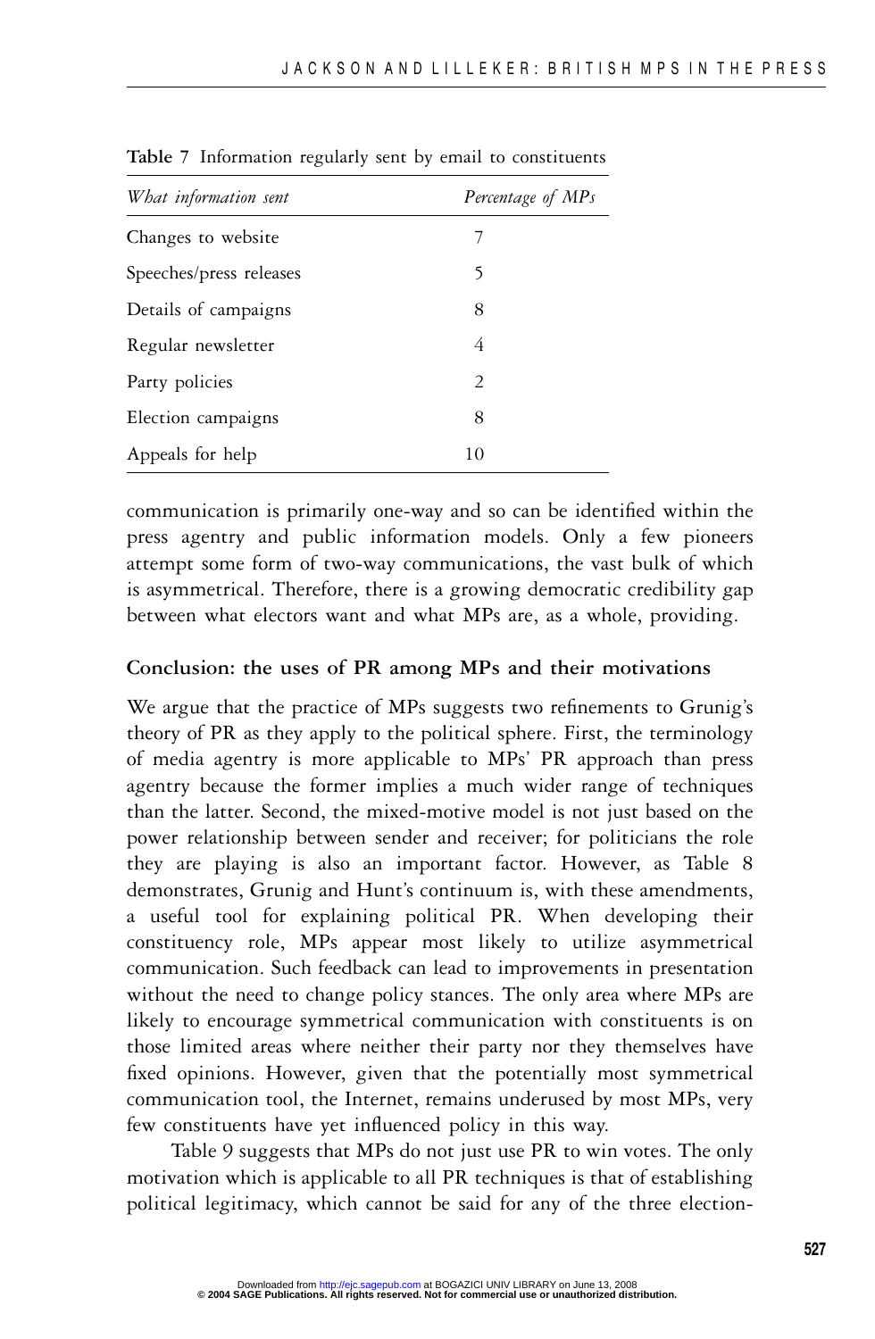**Table 7** Information regularly sent by email to constituents

| *What information sent* | *Percentage of MPs* |
|---|---|
| Changes to website | 7 |
| Speeches/press releases | 5 |
| Details of campaigns | 8 |
| Regular newsletter | 4 |
| Party policies | 2 |
| Election campaigns | 8 |
| Appeals for help | 10 |

communication is primarily one-way and so can be identified within the press agentry and public information models. Only a few pioneers attempt some form of two-way communications, the vast bulk of which is asymmetrical. Therefore, there is a growing democratic credibility gap between what electors want and what MPs are, as a whole, providing.

## Conclusion: the uses of PR among MPs and their motivations

We argue that the practice of MPs suggests two refinements to Grunig's theory of PR as they apply to the political sphere. First, the terminology of media agentry is more applicable to MPs' PR approach than press agentry because the former implies a much wider range of techniques than the latter. Second, the mixed-motive model is not just based on the power relationship between sender and receiver; for politicians the role they are playing is also an important factor. However, as Table 8 demonstrates, Grunig and Hunt's continuum is, with these amendments, a useful tool for explaining political PR. When developing their constituency role, MPs appear most likely to utilize asymmetrical communication. Such feedback can lead to improvements in presentation without the need to change policy stances. The only area where MPs are likely to encourage symmetrical communication with constituents is on those limited areas where neither their party nor they themselves have fixed opinions. However, given that the potentially most symmetrical communication tool, the Internet, remains underused by most MPs, very few constituents have yet influenced policy in this way.

Table 9 suggests that MPs do not just use PR to win votes. The only motivation which is applicable to all PR techniques is that of establishing political legitimacy, which cannot be said for any of the three election-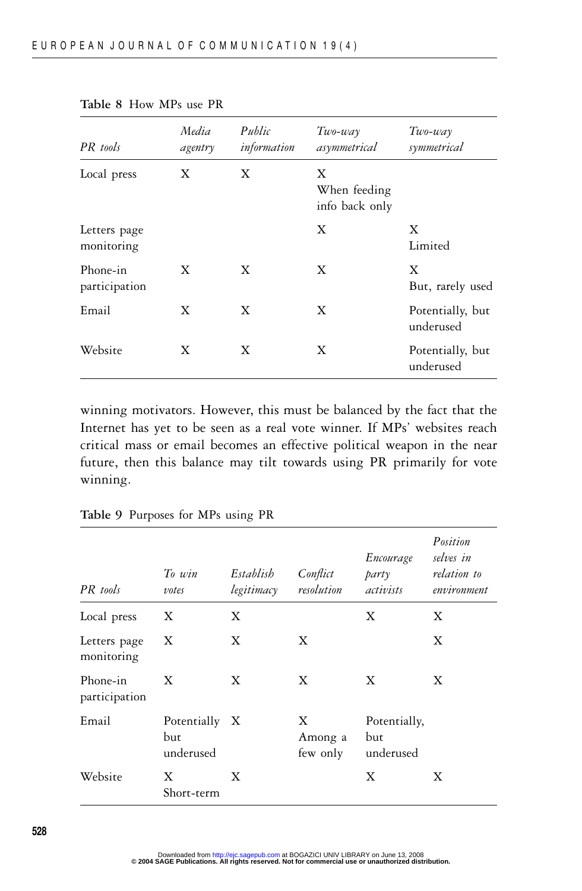**Table 8** How MPs use PR

| *PR tools* | *Media agentry* | *Public information* | *Two-way asymmetrical* | *Two-way symmetrical* |
|---|---|---|---|---|
| Local press | X | X | X When feeding info back only | |
| Letters page monitoring | | | X | X Limited |
| Phone-in participation | X | X | X | X But, rarely used |
| Email | X | X | X | Potentially, but underused |
| Website | X | X | X | Potentially, but underused |

winning motivators. However, this must be balanced by the fact that the Internet has yet to be seen as a real vote winner. If MPs' websites reach critical mass or email becomes an effective political weapon in the near future, then this balance may tilt towards using PR primarily for vote winning.

**Table 9** Purposes for MPs using PR

| *PR tools* | *To win votes* | *Establish legitimacy* | *Conflict resolution* | *Encourage party activists* | *Position selves in relation to environment* |
|---|---|---|---|---|---|
| Local press | X | X | | X | X |
| Letters page monitoring | X | X | X | | X |
| Phone-in participation | X | X | X | X | X |
| Email | Potentially but underused | X | X Among a few only | Potentially, but underused | |
| Website | X Short-term | X | | X | X |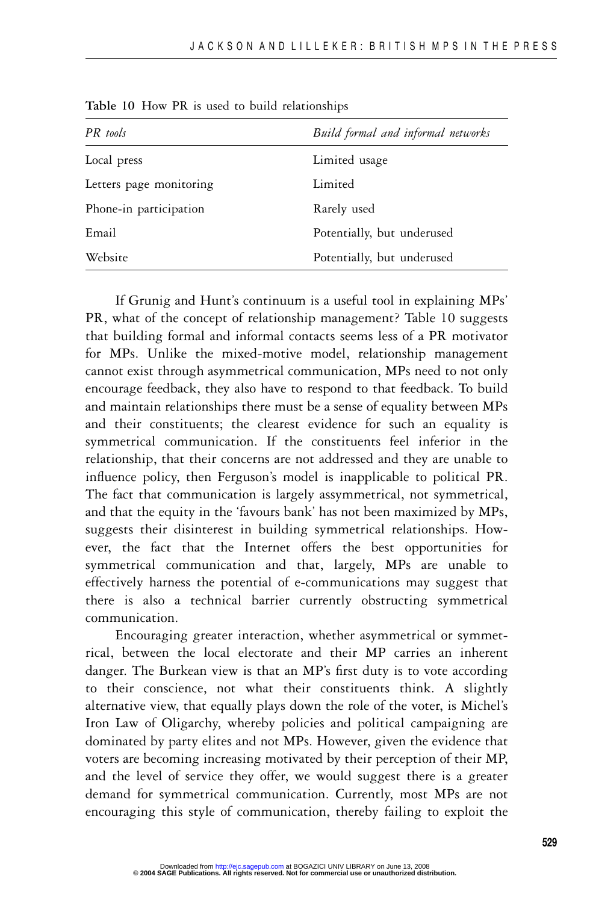**Table 10** How PR is used to build relationships

| *PR tools* | *Build formal and informal networks* |
|---|---|
| Local press | Limited usage |
| Letters page monitoring | Limited |
| Phone-in participation | Rarely used |
| Email | Potentially, but underused |
| Website | Potentially, but underused |

If Grunig and Hunt's continuum is a useful tool in explaining MPs' PR, what of the concept of relationship management? Table 10 suggests that building formal and informal contacts seems less of a PR motivator for MPs. Unlike the mixed-motive model, relationship management cannot exist through asymmetrical communication, MPs need to not only encourage feedback, they also have to respond to that feedback. To build and maintain relationships there must be a sense of equality between MPs and their constituents; the clearest evidence for such an equality is symmetrical communication. If the constituents feel inferior in the relationship, that their concerns are not addressed and they are unable to influence policy, then Ferguson's model is inapplicable to political PR. The fact that communication is largely assymmetrical, not symmetrical, and that the equity in the 'favours bank' has not been maximized by MPs, suggests their disinterest in building symmetrical relationships. However, the fact that the Internet offers the best opportunities for symmetrical communication and that, largely, MPs are unable to effectively harness the potential of e-communications may suggest that there is also a technical barrier currently obstructing symmetrical communication.

Encouraging greater interaction, whether asymmetrical or symmetrical, between the local electorate and their MP carries an inherent danger. The Burkean view is that an MP's first duty is to vote according to their conscience, not what their constituents think. A slightly alternative view, that equally plays down the role of the voter, is Michel's Iron Law of Oligarchy, whereby policies and political campaigning are dominated by party elites and not MPs. However, given the evidence that voters are becoming increasing motivated by their perception of their MP, and the level of service they offer, we would suggest there is a greater demand for symmetrical communication. Currently, most MPs are not encouraging this style of communication, thereby failing to exploit the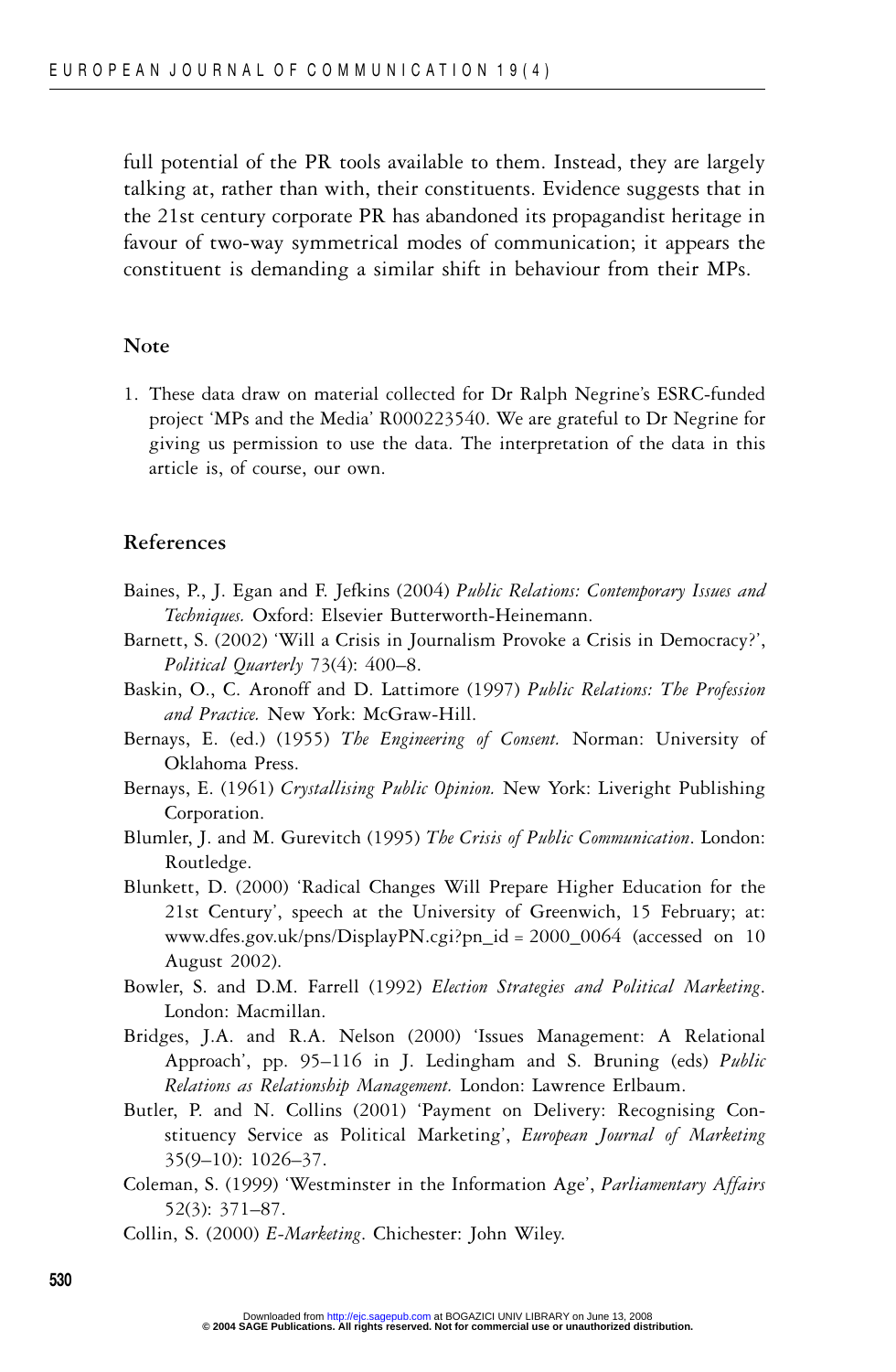full potential of the PR tools available to them. Instead, they are largely talking at, rather than with, their constituents. Evidence suggests that in the 21st century corporate PR has abandoned its propagandist heritage in favour of two-way symmetrical modes of communication; it appears the constituent is demanding a similar shift in behaviour from their MPs.

## Note

1. These data draw on material collected for Dr Ralph Negrine's ESRC-funded project 'MPs and the Media' R000223540. We are grateful to Dr Negrine for giving us permission to use the data. The interpretation of the data in this article is, of course, our own.

## References

Baines, P., J. Egan and F. Jefkins (2004) *Public Relations: Contemporary Issues and Techniques.* Oxford: Elsevier Butterworth-Heinemann.

Barnett, S. (2002) 'Will a Crisis in Journalism Provoke a Crisis in Democracy?', *Political Quarterly* 73(4): 400–8.

Baskin, O., C. Aronoff and D. Lattimore (1997) *Public Relations: The Profession and Practice.* New York: McGraw-Hill.

Bernays, E. (ed.) (1955) *The Engineering of Consent.* Norman: University of Oklahoma Press.

Bernays, E. (1961) *Crystallising Public Opinion.* New York: Liveright Publishing Corporation.

Blumler, J. and M. Gurevitch (1995) *The Crisis of Public Communication*. London: Routledge.

Blunkett, D. (2000) 'Radical Changes Will Prepare Higher Education for the 21st Century', speech at the University of Greenwich, 15 February; at: www.dfes.gov.uk/pns/DisplayPN.cgi?pn_id = 2000_0064 (accessed on 10 August 2002).

Bowler, S. and D.M. Farrell (1992) *Election Strategies and Political Marketing*. London: Macmillan.

Bridges, J.A. and R.A. Nelson (2000) 'Issues Management: A Relational Approach', pp. 95–116 in J. Ledingham and S. Bruning (eds) *Public Relations as Relationship Management.* London: Lawrence Erlbaum.

Butler, P. and N. Collins (2001) 'Payment on Delivery: Recognising Constituency Service as Political Marketing', *European Journal of Marketing* 35(9–10): 1026–37.

Coleman, S. (1999) 'Westminster in the Information Age', *Parliamentary Affairs* 52(3): 371–87.

Collin, S. (2000) *E-Marketing*. Chichester: John Wiley.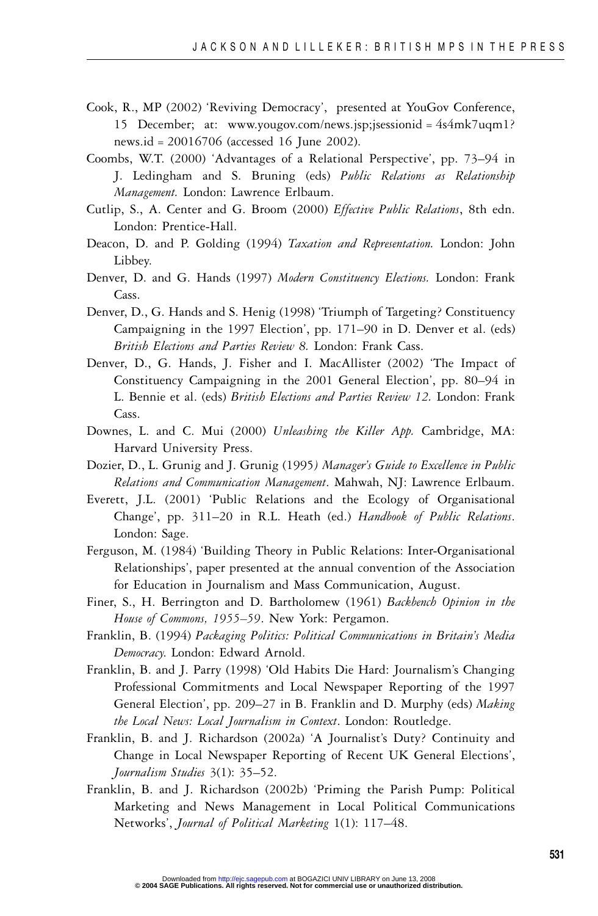Cook, R., MP (2002) 'Reviving Democracy', presented at YouGov Conference, 15 December; at: www.yougov.com/news.jsp;jsessionid = 4s4mk7uqm1?news.id = 20016706 (accessed 16 June 2002).

Coombs, W.T. (2000) 'Advantages of a Relational Perspective', pp. 73–94 in J. Ledingham and S. Bruning (eds) *Public Relations as Relationship Management.* London: Lawrence Erlbaum.

Cutlip, S., A. Center and G. Broom (2000) *Effective Public Relations*, 8th edn. London: Prentice-Hall.

Deacon, D. and P. Golding (1994) *Taxation and Representation.* London: John Libbey.

Denver, D. and G. Hands (1997) *Modern Constituency Elections.* London: Frank Cass.

Denver, D., G. Hands and S. Henig (1998) 'Triumph of Targeting? Constituency Campaigning in the 1997 Election', pp. 171–90 in D. Denver et al. (eds) *British Elections and Parties Review 8.* London: Frank Cass.

Denver, D., G. Hands, J. Fisher and I. MacAllister (2002) 'The Impact of Constituency Campaigning in the 2001 General Election', pp. 80–94 in L. Bennie et al. (eds) *British Elections and Parties Review 12.* London: Frank Cass.

Downes, L. and C. Mui (2000) *Unleashing the Killer App.* Cambridge, MA: Harvard University Press.

Dozier, D., L. Grunig and J. Grunig (1995) *Manager's Guide to Excellence in Public Relations and Communication Management*. Mahwah, NJ: Lawrence Erlbaum.

Everett, J.L. (2001) 'Public Relations and the Ecology of Organisational Change', pp. 311–20 in R.L. Heath (ed.) *Handbook of Public Relations*. London: Sage.

Ferguson, M. (1984) 'Building Theory in Public Relations: Inter-Organisational Relationships', paper presented at the annual convention of the Association for Education in Journalism and Mass Communication, August.

Finer, S., H. Berrington and D. Bartholomew (1961) *Backbench Opinion in the House of Commons, 1955–59*. New York: Pergamon.

Franklin, B. (1994) *Packaging Politics: Political Communications in Britain's Media Democracy.* London: Edward Arnold.

Franklin, B. and J. Parry (1998) 'Old Habits Die Hard: Journalism's Changing Professional Commitments and Local Newspaper Reporting of the 1997 General Election', pp. 209–27 in B. Franklin and D. Murphy (eds) *Making the Local News: Local Journalism in Context*. London: Routledge.

Franklin, B. and J. Richardson (2002a) 'A Journalist's Duty? Continuity and Change in Local Newspaper Reporting of Recent UK General Elections', *Journalism Studies* 3(1): 35–52.

Franklin, B. and J. Richardson (2002b) 'Priming the Parish Pump: Political Marketing and News Management in Local Political Communications Networks', *Journal of Political Marketing* 1(1): 117–48.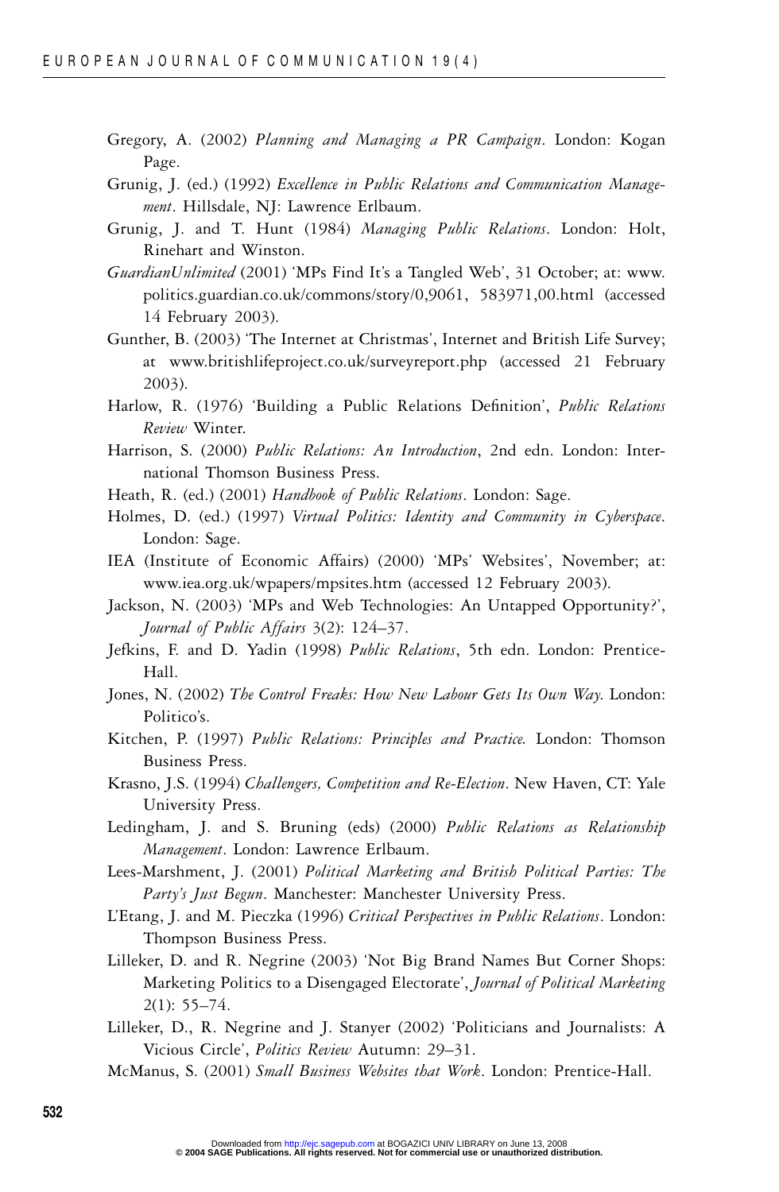Gregory, A. (2002) *Planning and Managing a PR Campaign*. London: Kogan Page.

Grunig, J. (ed.) (1992) *Excellence in Public Relations and Communication Management*. Hillsdale, NJ: Lawrence Erlbaum.

Grunig, J. and T. Hunt (1984) *Managing Public Relations*. London: Holt, Rinehart and Winston.

*GuardianUnlimited* (2001) 'MPs Find It's a Tangled Web', 31 October; at: www.politics.guardian.co.uk/commons/story/0,9061, 583971,00.html (accessed 14 February 2003).

Gunther, B. (2003) 'The Internet at Christmas', Internet and British Life Survey; at www.britishlifeproject.co.uk/surveyreport.php (accessed 21 February 2003).

Harlow, R. (1976) 'Building a Public Relations Definition', *Public Relations Review* Winter.

Harrison, S. (2000) *Public Relations: An Introduction*, 2nd edn. London: International Thomson Business Press.

Heath, R. (ed.) (2001) *Handbook of Public Relations*. London: Sage.

Holmes, D. (ed.) (1997) *Virtual Politics: Identity and Community in Cyberspace*. London: Sage.

IEA (Institute of Economic Affairs) (2000) 'MPs' Websites', November; at: www.iea.org.uk/wpapers/mpsites.htm (accessed 12 February 2003).

Jackson, N. (2003) 'MPs and Web Technologies: An Untapped Opportunity?', *Journal of Public Affairs* 3(2): 124–37.

Jefkins, F. and D. Yadin (1998) *Public Relations*, 5th edn. London: Prentice-Hall.

Jones, N. (2002) *The Control Freaks: How New Labour Gets Its Own Way*. London: Politico's.

Kitchen, P. (1997) *Public Relations: Principles and Practice.* London: Thomson Business Press.

Krasno, J.S. (1994) *Challengers, Competition and Re-Election*. New Haven, CT: Yale University Press.

Ledingham, J. and S. Bruning (eds) (2000) *Public Relations as Relationship Management*. London: Lawrence Erlbaum.

Lees-Marshment, J. (2001) *Political Marketing and British Political Parties: The Party's Just Begun*. Manchester: Manchester University Press.

L'Etang, J. and M. Pieczka (1996) *Critical Perspectives in Public Relations*. London: Thompson Business Press.

Lilleker, D. and R. Negrine (2003) 'Not Big Brand Names But Corner Shops: Marketing Politics to a Disengaged Electorate', *Journal of Political Marketing* 2(1): 55–74.

Lilleker, D., R. Negrine and J. Stanyer (2002) 'Politicians and Journalists: A Vicious Circle', *Politics Review* Autumn: 29–31.

McManus, S. (2001) *Small Business Websites that Work*. London: Prentice-Hall.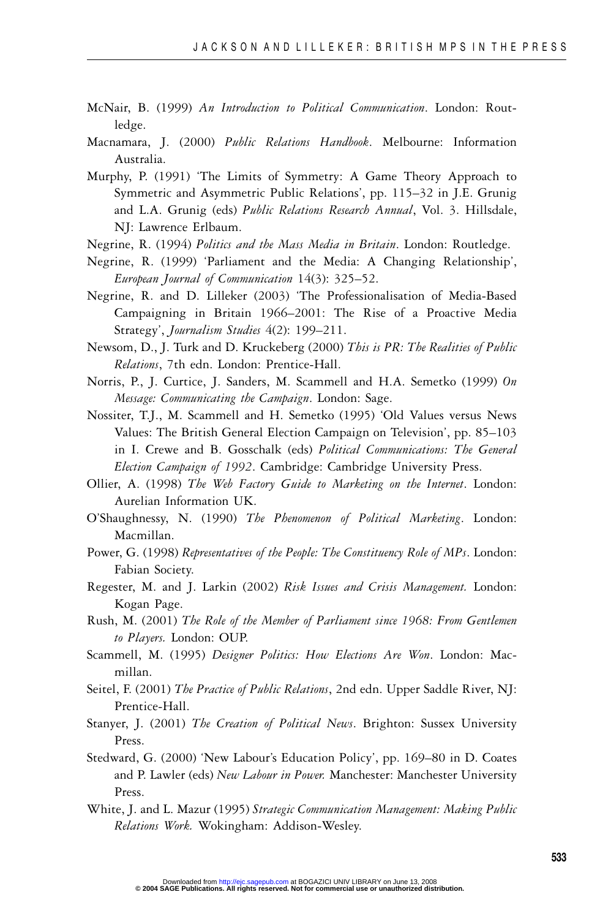McNair, B. (1999) *An Introduction to Political Communication*. London: Routledge.

Macnamara, J. (2000) *Public Relations Handbook*. Melbourne: Information Australia.

Murphy, P. (1991) 'The Limits of Symmetry: A Game Theory Approach to Symmetric and Asymmetric Public Relations', pp. 115–32 in J.E. Grunig and L.A. Grunig (eds) *Public Relations Research Annual*, Vol. 3. Hillsdale, NJ: Lawrence Erlbaum.

Negrine, R. (1994) *Politics and the Mass Media in Britain*. London: Routledge.

Negrine, R. (1999) 'Parliament and the Media: A Changing Relationship', *European Journal of Communication* 14(3): 325–52.

Negrine, R. and D. Lilleker (2003) 'The Professionalisation of Media-Based Campaigning in Britain 1966–2001: The Rise of a Proactive Media Strategy', *Journalism Studies* 4(2): 199–211.

Newsom, D., J. Turk and D. Kruckeberg (2000) *This is PR: The Realities of Public Relations*, 7th edn. London: Prentice-Hall.

Norris, P., J. Curtice, J. Sanders, M. Scammell and H.A. Semetko (1999) *On Message: Communicating the Campaign*. London: Sage.

Nossiter, T.J., M. Scammell and H. Semetko (1995) 'Old Values versus News Values: The British General Election Campaign on Television', pp. 85–103 in I. Crewe and B. Gosschalk (eds) *Political Communications: The General Election Campaign of 1992*. Cambridge: Cambridge University Press.

Ollier, A. (1998) *The Web Factory Guide to Marketing on the Internet*. London: Aurelian Information UK.

O'Shaughnessy, N. (1990) *The Phenomenon of Political Marketing*. London: Macmillan.

Power, G. (1998) *Representatives of the People: The Constituency Role of MPs*. London: Fabian Society.

Regester, M. and J. Larkin (2002) *Risk Issues and Crisis Management.* London: Kogan Page.

Rush, M. (2001) *The Role of the Member of Parliament since 1968: From Gentlemen to Players.* London: OUP.

Scammell, M. (1995) *Designer Politics: How Elections Are Won*. London: Macmillan.

Seitel, F. (2001) *The Practice of Public Relations*, 2nd edn. Upper Saddle River, NJ: Prentice-Hall.

Stanyer, J. (2001) *The Creation of Political News*. Brighton: Sussex University Press.

Stedward, G. (2000) 'New Labour's Education Policy', pp. 169–80 in D. Coates and P. Lawler (eds) *New Labour in Power.* Manchester: Manchester University Press.

White, J. and L. Mazur (1995) *Strategic Communication Management: Making Public Relations Work.* Wokingham: Addison-Wesley.